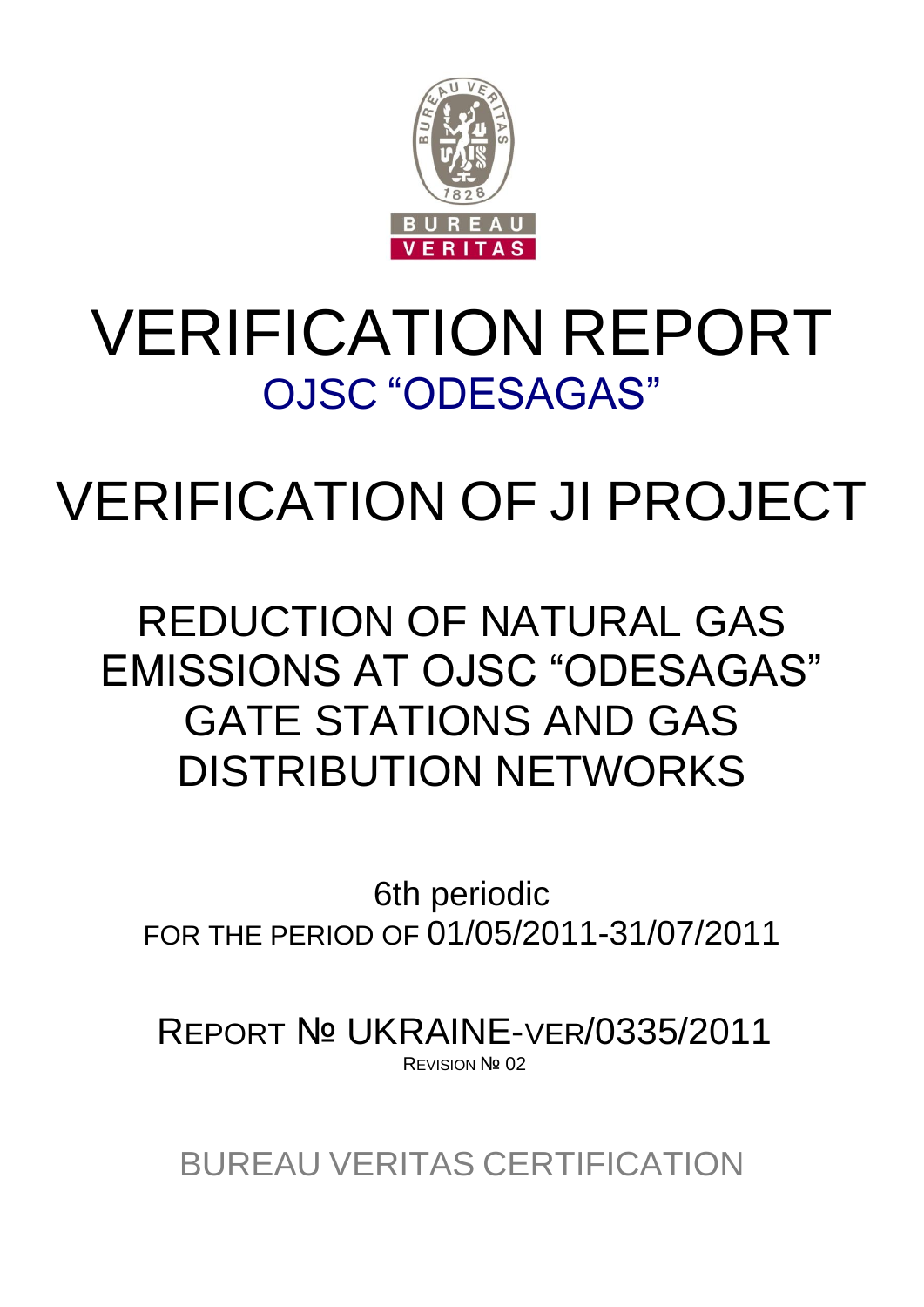# VERIFICATION REPORT

## OJSC "ODESAGAS"

# VERIFICATION OF JI PROJECT

## REDUCTION OF NATURAL GAS EMISSIONS AT OJSC "ODESAGAS" GATE STATIONS AND GAS DISTRIBUTION NETWORKS

6th periodic

FOR THE PERIOD OF 01/05/2011-31/07/2011

REPORT № UKRAINE-VER/0335/2011

REVISION № 02

BUREAU VERITAS CERTIFICATION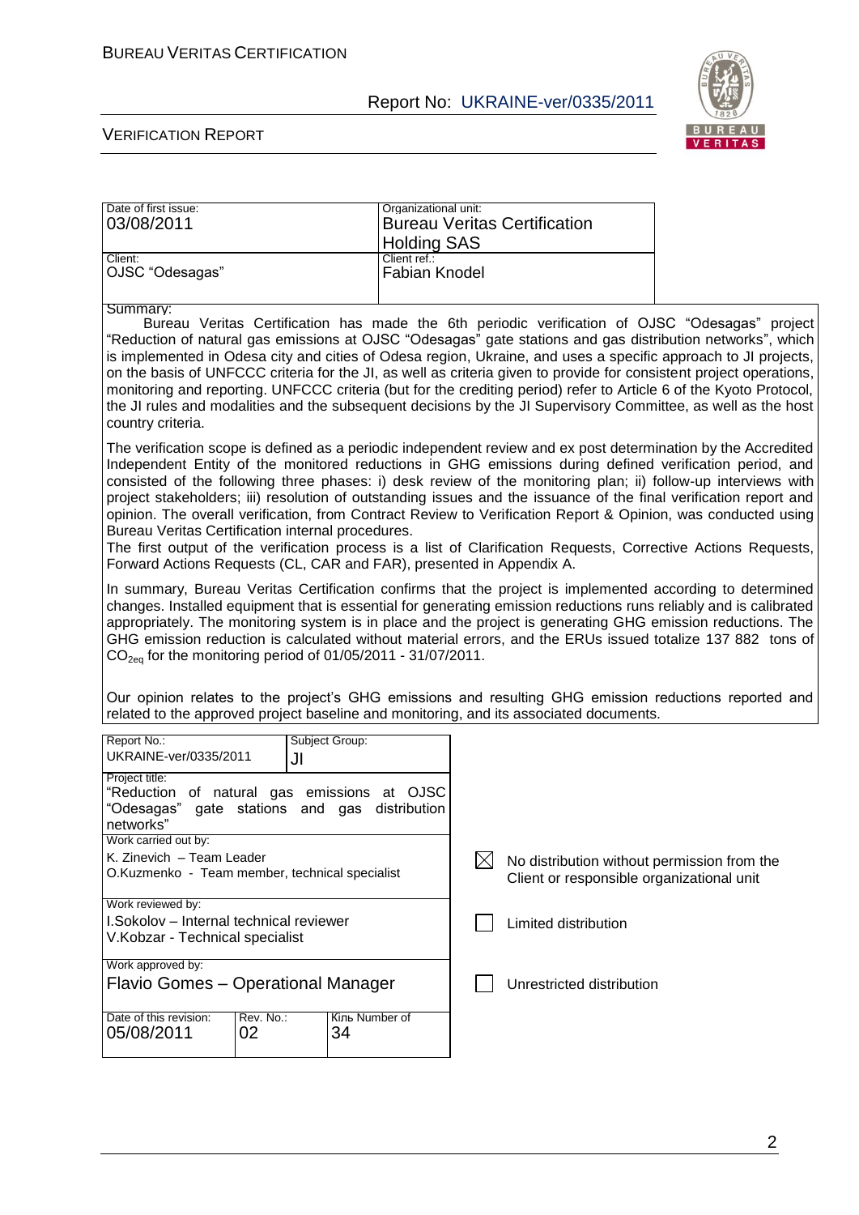| Date of first issue: 03/08/2011 | Organizational unit: Bureau Veritas Certification Holding SAS |
| --- | --- |
| Client: OJSC "Odesagas" | Client ref.: Fabian Knodel |

Summary:

Bureau Veritas Certification has made the 6th periodic verification of OJSC "Odesagas" project "Reduction of natural gas emissions at OJSC "Odesagas" gate stations and gas distribution networks", which is implemented in Odesa city and cities of Odesa region, Ukraine, and uses a specific approach to JI projects, on the basis of UNFCCC criteria for the JI, as well as criteria given to provide for consistent project operations, monitoring and reporting. UNFCCC criteria (but for the crediting period) refer to Article 6 of the Kyoto Protocol, the JI rules and modalities and the subsequent decisions by the JI Supervisory Committee, as well as the host country criteria.

The verification scope is defined as a periodic independent review and ex post determination by the Accredited Independent Entity of the monitored reductions in GHG emissions during defined verification period, and consisted of the following three phases: i) desk review of the monitoring plan; ii) follow-up interviews with project stakeholders; iii) resolution of outstanding issues and the issuance of the final verification report and opinion. The overall verification, from Contract Review to Verification Report & Opinion, was conducted using Bureau Veritas Certification internal procedures.

The first output of the verification process is a list of Clarification Requests, Corrective Actions Requests, Forward Actions Requests (CL, CAR and FAR), presented in Appendix A.

In summary, Bureau Veritas Certification confirms that the project is implemented according to determined changes. Installed equipment that is essential for generating emission reductions runs reliably and is calibrated appropriately. The monitoring system is in place and the project is generating GHG emission reductions. The GHG emission reduction is calculated without material errors, and the ERUs issued totalize 137 882 tons of $CO_{2eq}$ for the monitoring period of 01/05/2011 - 31/07/2011.

Our opinion relates to the project's GHG emissions and resulting GHG emission reductions reported and related to the approved project baseline and monitoring, and its associated documents.

| Report No.: UKRAINE-ver/0335/2011 | Subject Group: JI | |
| --- | --- | --- |
| Project title: "Reduction of natural gas emissions at OJSC "Odesagas" gate stations and gas distribution networks" | | |
| Work carried out by: K. Zinevich – Team Leader; O.Kuzmenko - Team member, technical specialist | | ☒ No distribution without permission from the Client or responsible organizational unit |
| Work reviewed by: I.Sokolov – Internal technical reviewer; V.Kobzar - Technical specialist | | ☐ Limited distribution |
| Work approved by: Flavio Gomes – Operational Manager | | ☐ Unrestricted distribution |
| Date of this revision: 05/08/2011 | Rev. No.: 02 | Кіль Number of 34 |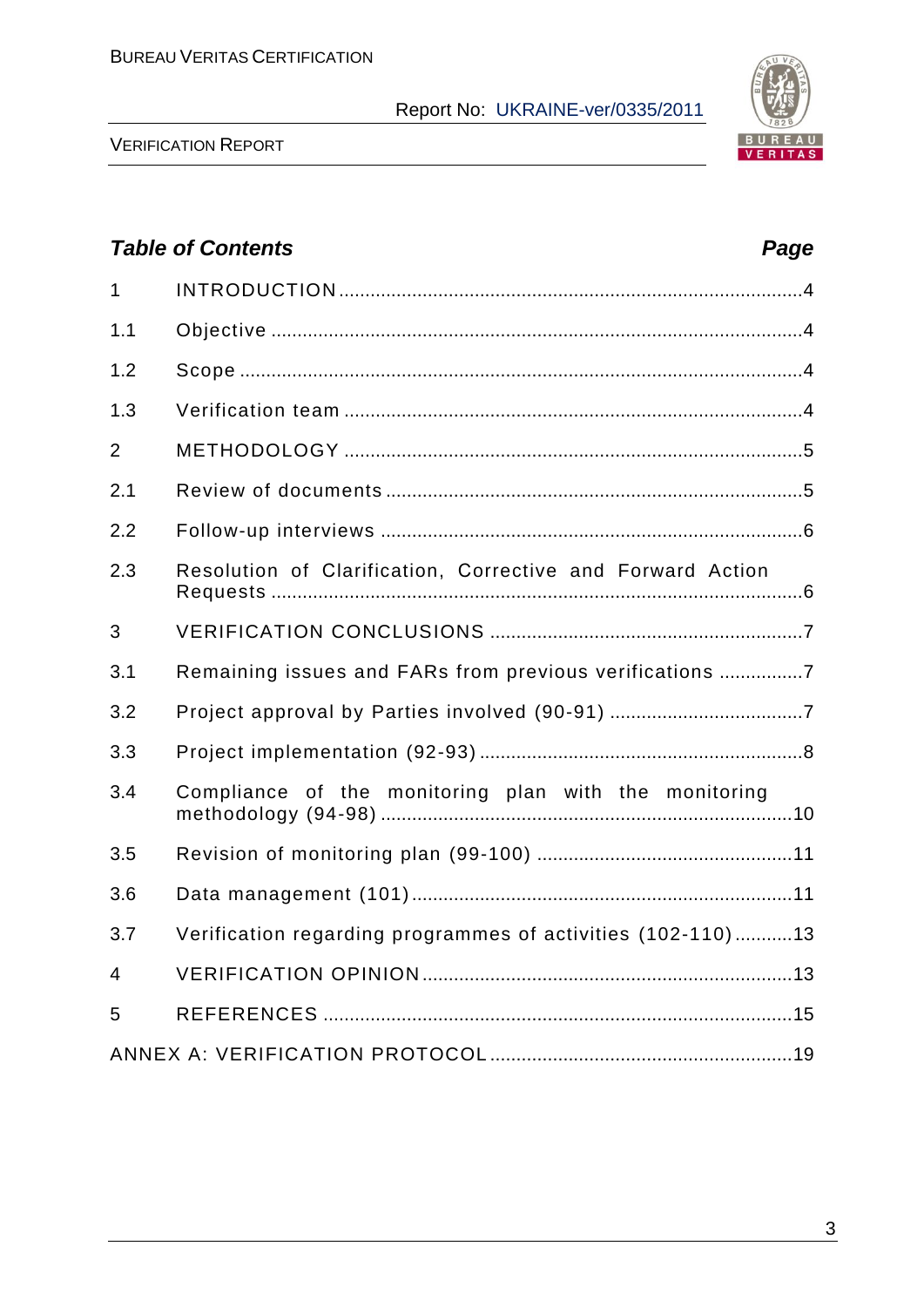## Table of Contents

| | | Page |
|---|---|---|
| 1 | INTRODUCTION | 4 |
| 1.1 | Objective | 4 |
| 1.2 | Scope | 4 |
| 1.3 | Verification team | 4 |
| 2 | METHODOLOGY | 5 |
| 2.1 | Review of documents | 5 |
| 2.2 | Follow-up interviews | 6 |
| 2.3 | Resolution of Clarification, Corrective and Forward Action Requests | 6 |
| 3 | VERIFICATION CONCLUSIONS | 7 |
| 3.1 | Remaining issues and FARs from previous verifications | 7 |
| 3.2 | Project approval by Parties involved (90-91) | 7 |
| 3.3 | Project implementation (92-93) | 8 |
| 3.4 | Compliance of the monitoring plan with the monitoring methodology (94-98) | 10 |
| 3.5 | Revision of monitoring plan (99-100) | 11 |
| 3.6 | Data management (101) | 11 |
| 3.7 | Verification regarding programmes of activities (102-110) | 13 |
| 4 | VERIFICATION OPINION | 13 |
| 5 | REFERENCES | 15 |
| ANNEX A: VERIFICATION PROTOCOL | | 19 |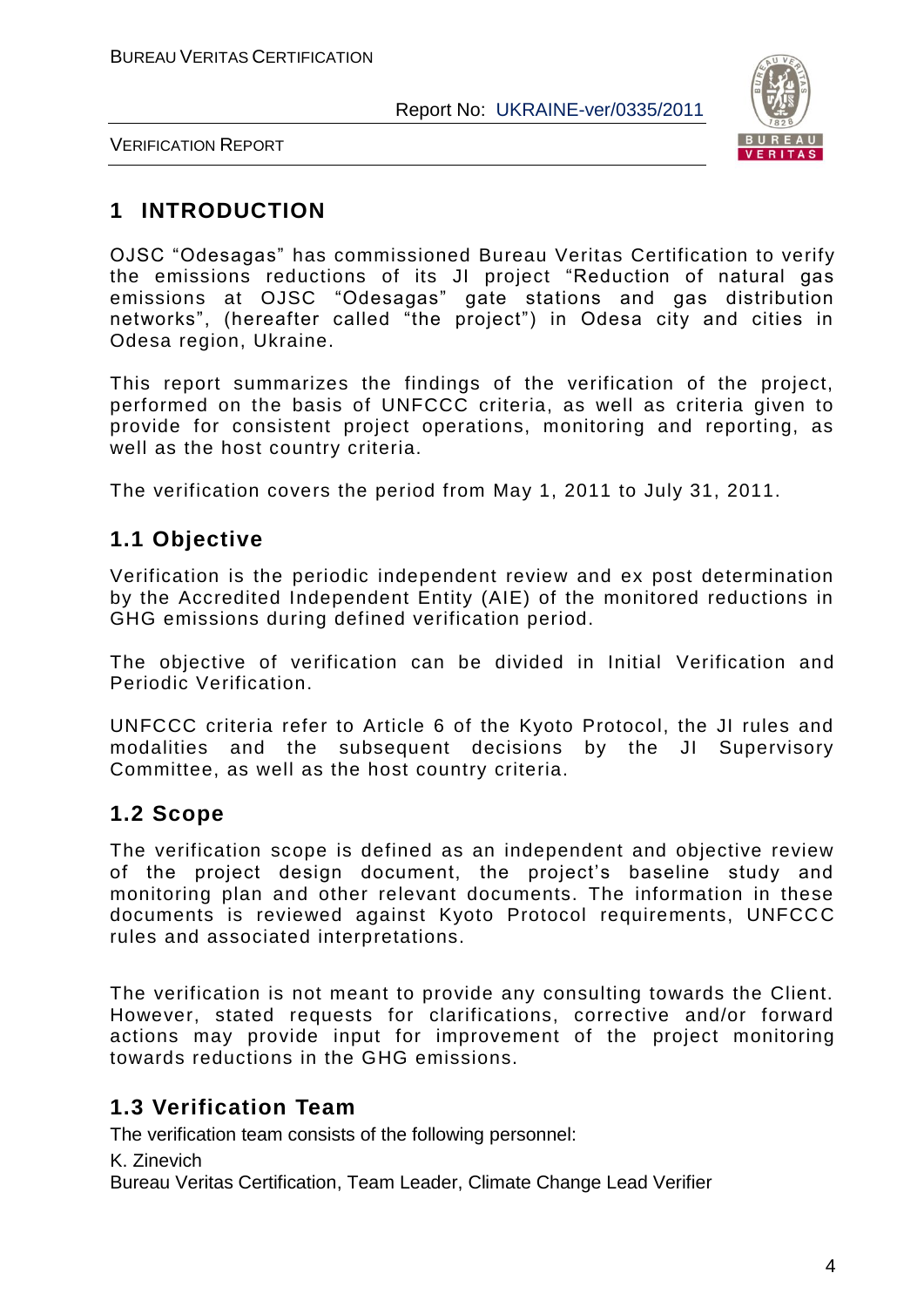# 1 INTRODUCTION

OJSC "Odesagas" has commissioned Bureau Veritas Certification to verify the emissions reductions of its JI project "Reduction of natural gas emissions at OJSC "Odesagas" gate stations and gas distribution networks", (hereafter called "the project") in Odesa city and cities in Odesa region, Ukraine.

This report summarizes the findings of the verification of the project, performed on the basis of UNFCCC criteria, as well as criteria given to provide for consistent project operations, monitoring and reporting, as well as the host country criteria.

The verification covers the period from May 1, 2011 to July 31, 2011.

## 1.1 Objective

Verification is the periodic independent review and ex post determination by the Accredited Independent Entity (AIE) of the monitored reductions in GHG emissions during defined verification period.

The objective of verification can be divided in Initial Verification and Periodic Verification.

UNFCCC criteria refer to Article 6 of the Kyoto Protocol, the JI rules and modalities and the subsequent decisions by the JI Supervisory Committee, as well as the host country criteria.

## 1.2 Scope

The verification scope is defined as an independent and objective review of the project design document, the project's baseline study and monitoring plan and other relevant documents. The information in these documents is reviewed against Kyoto Protocol requirements, UNFCCC rules and associated interpretations.

The verification is not meant to provide any consulting towards the Client. However, stated requests for clarifications, corrective and/or forward actions may provide input for improvement of the project monitoring towards reductions in the GHG emissions.

## 1.3 Verification Team

The verification team consists of the following personnel:

K. Zinevich

Bureau Veritas Certification, Team Leader, Climate Change Lead Verifier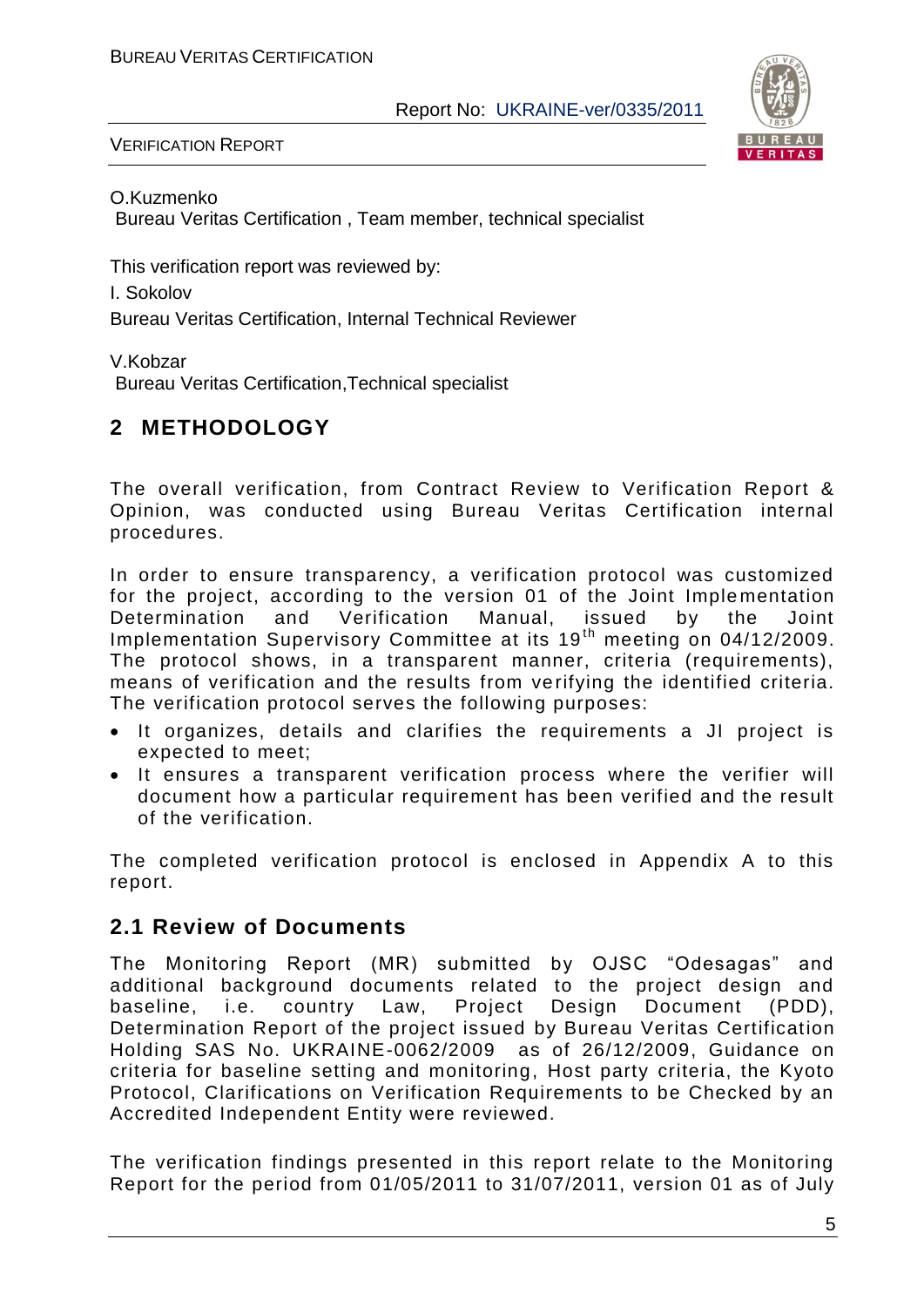O.Kuzmenko

Bureau Veritas Certification , Team member, technical specialist

This verification report was reviewed by:

I. Sokolov

Bureau Veritas Certification, Internal Technical Reviewer

V.Kobzar

Bureau Veritas Certification,Technical specialist

# 2 METHODOLOGY

The overall verification, from Contract Review to Verification Report & Opinion, was conducted using Bureau Veritas Certification internal procedures.

In order to ensure transparency, a verification protocol was customized for the project, according to the version 01 of the Joint Implementation Determination and Verification Manual, issued by the Joint Implementation Supervisory Committee at its 19th meeting on 04/12/2009. The protocol shows, in a transparent manner, criteria (requirements), means of verification and the results from verifying the identified criteria. The verification protocol serves the following purposes:

- It organizes, details and clarifies the requirements a JI project is expected to meet;
- It ensures a transparent verification process where the verifier will document how a particular requirement has been verified and the result of the verification.

The completed verification protocol is enclosed in Appendix A to this report.

## 2.1 Review of Documents

The Monitoring Report (MR) submitted by OJSC "Odesagas" and additional background documents related to the project design and baseline, i.e. country Law, Project Design Document (PDD), Determination Report of the project issued by Bureau Veritas Certification Holding SAS No. UKRAINE-0062/2009 as of 26/12/2009, Guidance on criteria for baseline setting and monitoring, Host party criteria, the Kyoto Protocol, Clarifications on Verification Requirements to be Checked by an Accredited Independent Entity were reviewed.

The verification findings presented in this report relate to the Monitoring Report for the period from 01/05/2011 to 31/07/2011, version 01 as of July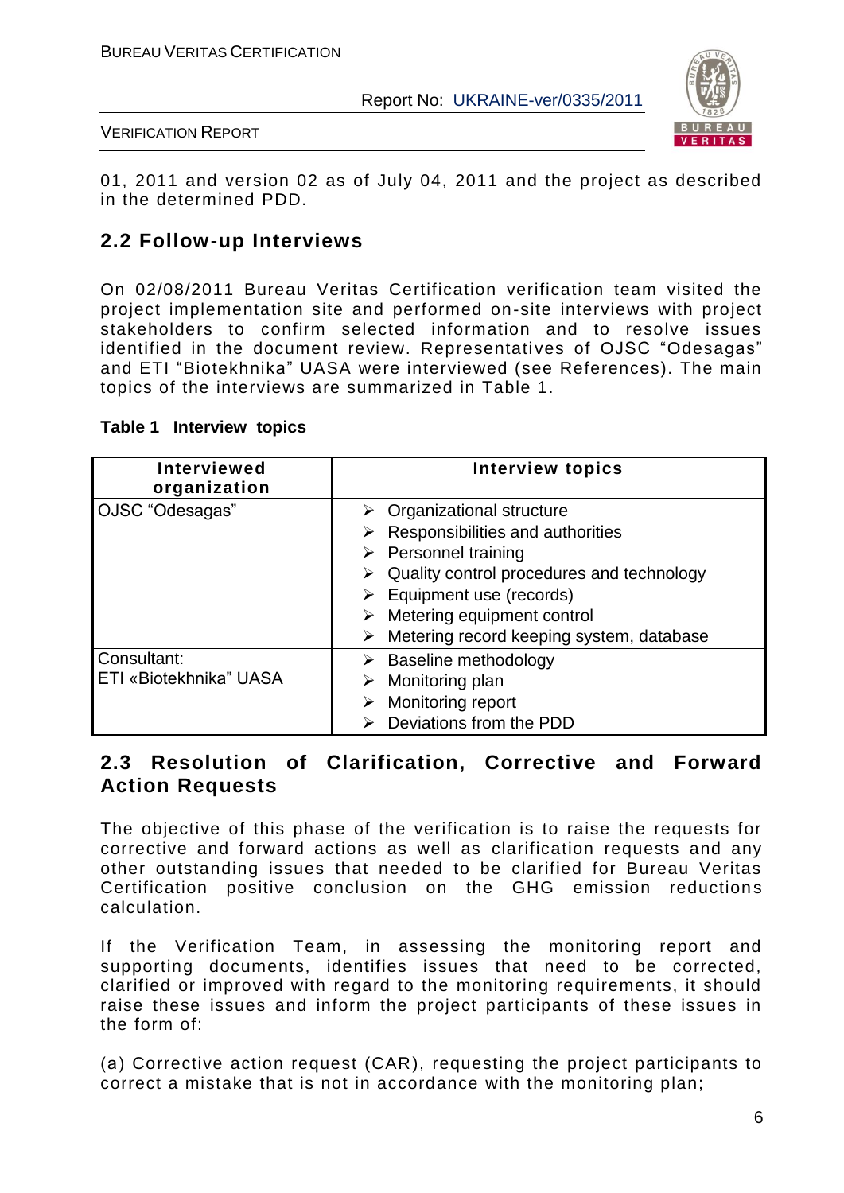01, 2011 and version 02 as of July 04, 2011 and the project as described in the determined PDD.

## 2.2 Follow-up Interviews

On 02/08/2011 Bureau Veritas Certification verification team visited the project implementation site and performed on-site interviews with project stakeholders to confirm selected information and to resolve issues identified in the document review. Representatives of OJSC "Odesagas" and ETI "Biotekhnika" UASA were interviewed (see References). The main topics of the interviews are summarized in Table 1.

**Table 1 Interview topics**

| Interviewed organization | Interview topics |
|---|---|
| OJSC "Odesagas" | ➢ Organizational structure<br>➢ Responsibilities and authorities<br>➢ Personnel training<br>➢ Quality control procedures and technology<br>➢ Equipment use (records)<br>➢ Metering equipment control<br>➢ Metering record keeping system, database |
| Consultant:<br>ETI «Biotekhnika" UASA | ➢ Baseline methodology<br>➢ Monitoring plan<br>➢ Monitoring report<br>➢ Deviations from the PDD |

## 2.3 Resolution of Clarification, Corrective and Forward Action Requests

The objective of this phase of the verification is to raise the requests for corrective and forward actions as well as clarification requests and any other outstanding issues that needed to be clarified for Bureau Veritas Certification positive conclusion on the GHG emission reductions calculation.

If the Verification Team, in assessing the monitoring report and supporting documents, identifies issues that need to be corrected, clarified or improved with regard to the monitoring requirements, it should raise these issues and inform the project participants of these issues in the form of:

(a) Corrective action request (CAR), requesting the project participants to correct a mistake that is not in accordance with the monitoring plan;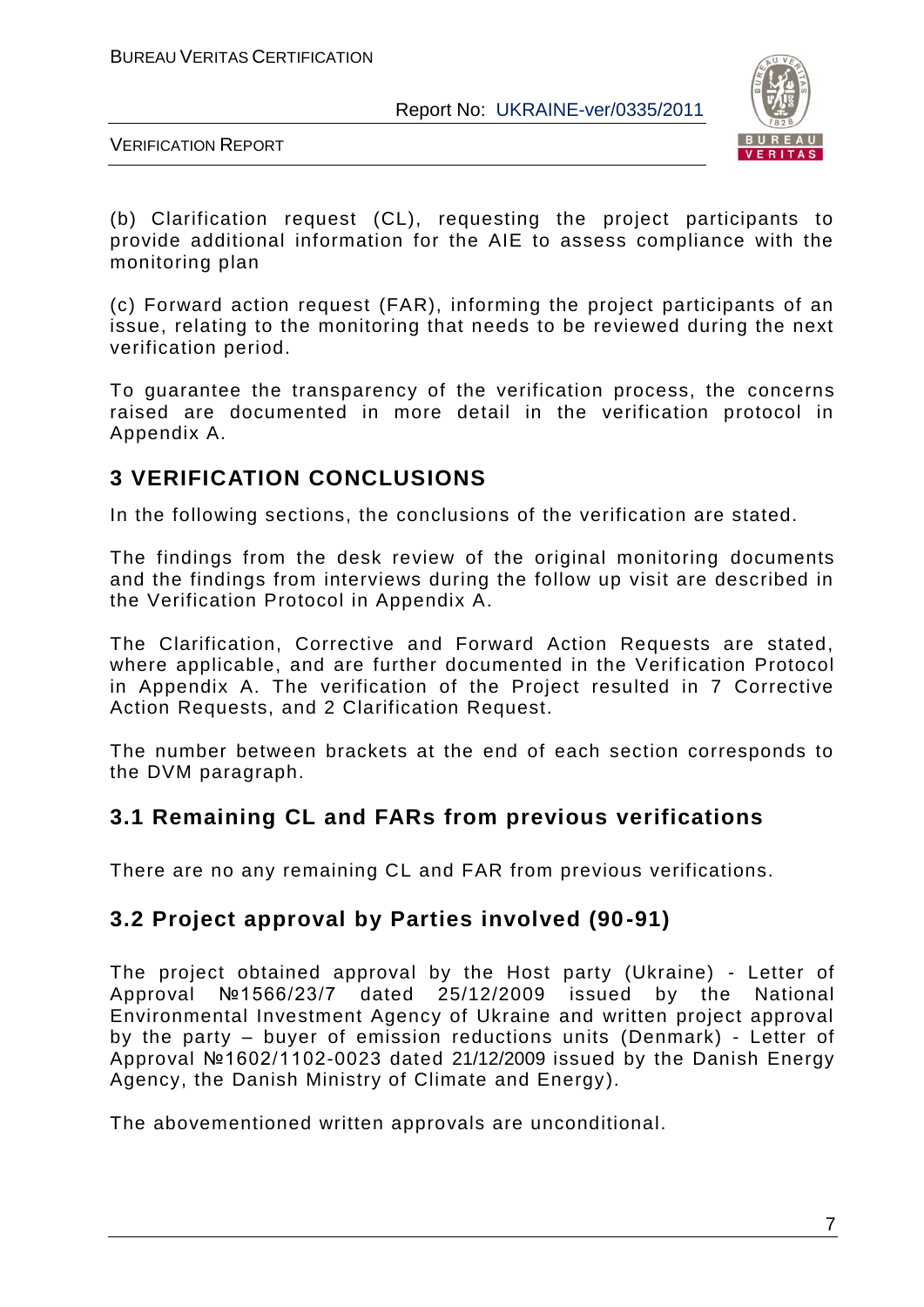(b) Clarification request (CL), requesting the project participants to provide additional information for the AIE to assess compliance with the monitoring plan

(c) Forward action request (FAR), informing the project participants of an issue, relating to the monitoring that needs to be reviewed during the next verification period.

To guarantee the transparency of the verification process, the concerns raised are documented in more detail in the verification protocol in Appendix A.

## 3 VERIFICATION CONCLUSIONS

In the following sections, the conclusions of the verification are stated.

The findings from the desk review of the original monitoring documents and the findings from interviews during the follow up visit are described in the Verification Protocol in Appendix A.

The Clarification, Corrective and Forward Action Requests are stated, where applicable, and are further documented in the Verification Protocol in Appendix A. The verification of the Project resulted in 7 Corrective Action Requests, and 2 Clarification Request.

The number between brackets at the end of each section corresponds to the DVM paragraph.

### 3.1 Remaining CL and FARs from previous verifications

There are no any remaining CL and FAR from previous verifications.

### 3.2 Project approval by Parties involved (90-91)

The project obtained approval by the Host party (Ukraine) - Letter of Approval №1566/23/7 dated 25/12/2009 issued by the National Environmental Investment Agency of Ukraine and written project approval by the party – buyer of emission reductions units (Denmark) - Letter of Approval №1602/1102-0023 dated 21/12/2009 issued by the Danish Energy Agency, the Danish Ministry of Climate and Energy).

The abovementioned written approvals are unconditional.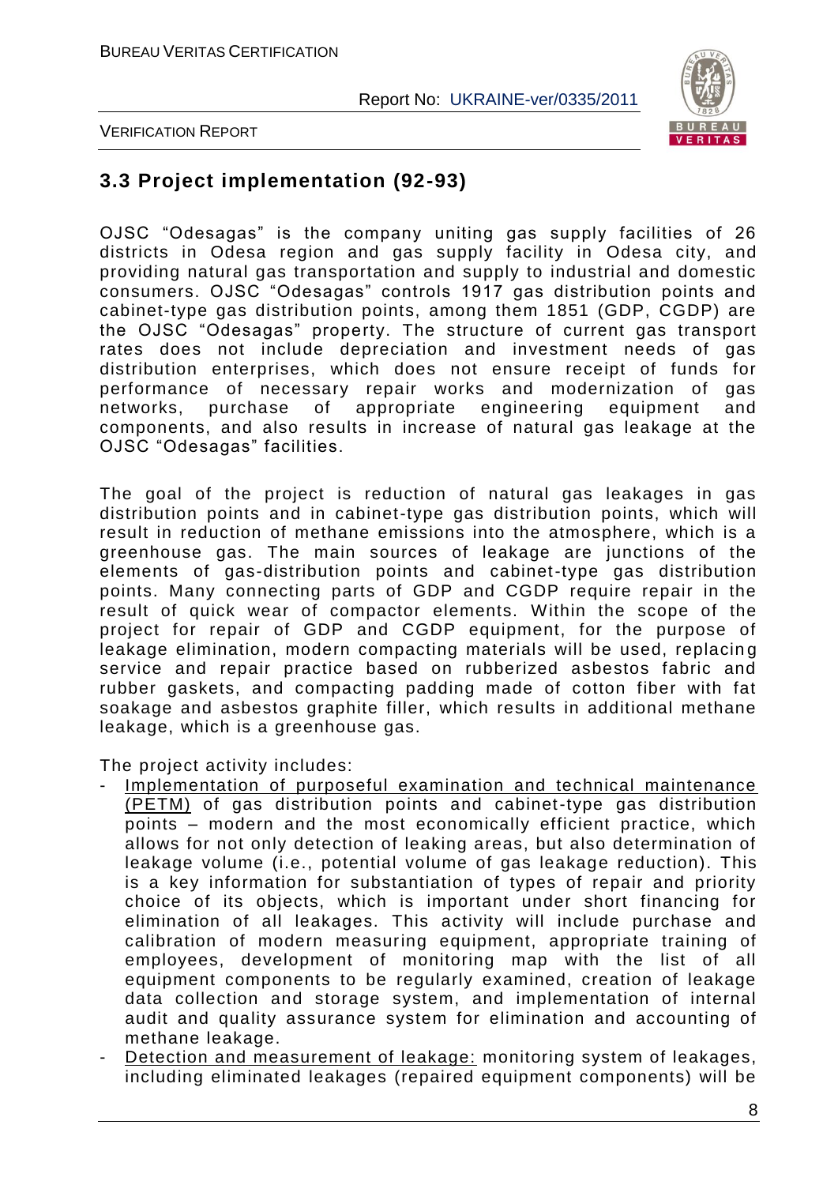## 3.3 Project implementation (92-93)

OJSC "Odesagas" is the company uniting gas supply facilities of 26 districts in Odesa region and gas supply facility in Odesa city, and providing natural gas transportation and supply to industrial and domestic consumers. OJSC "Odesagas" controls 1917 gas distribution points and cabinet-type gas distribution points, among them 1851 (GDP, CGDP) are the OJSC "Odesagas" property. The structure of current gas transport rates does not include depreciation and investment needs of gas distribution enterprises, which does not ensure receipt of funds for performance of necessary repair works and modernization of gas networks, purchase of appropriate engineering equipment and components, and also results in increase of natural gas leakage at the OJSC "Odesagas" facilities.

The goal of the project is reduction of natural gas leakages in gas distribution points and in cabinet-type gas distribution points, which will result in reduction of methane emissions into the atmosphere, which is a greenhouse gas. The main sources of leakage are junctions of the elements of gas-distribution points and cabinet-type gas distribution points. Many connecting parts of GDP and CGDP require repair in the result of quick wear of compactor elements. Within the scope of the project for repair of GDP and CGDP equipment, for the purpose of leakage elimination, modern compacting materials will be used, replacing service and repair practice based on rubberized asbestos fabric and rubber gaskets, and compacting padding made of cotton fiber with fat soakage and asbestos graphite filler, which results in additional methane leakage, which is a greenhouse gas.

The project activity includes:

- <u>Implementation of purposeful examination and technical maintenance (PETM)</u> of gas distribution points and cabinet-type gas distribution points – modern and the most economically efficient practice, which allows for not only detection of leaking areas, but also determination of leakage volume (i.e., potential volume of gas leakage reduction). This is a key information for substantiation of types of repair and priority choice of its objects, which is important under short financing for elimination of all leakages. This activity will include purchase and calibration of modern measuring equipment, appropriate training of employees, development of monitoring map with the list of all equipment components to be regularly examined, creation of leakage data collection and storage system, and implementation of internal audit and quality assurance system for elimination and accounting of methane leakage.
- <u>Detection and measurement of leakage:</u> monitoring system of leakages, including eliminated leakages (repaired equipment components) will be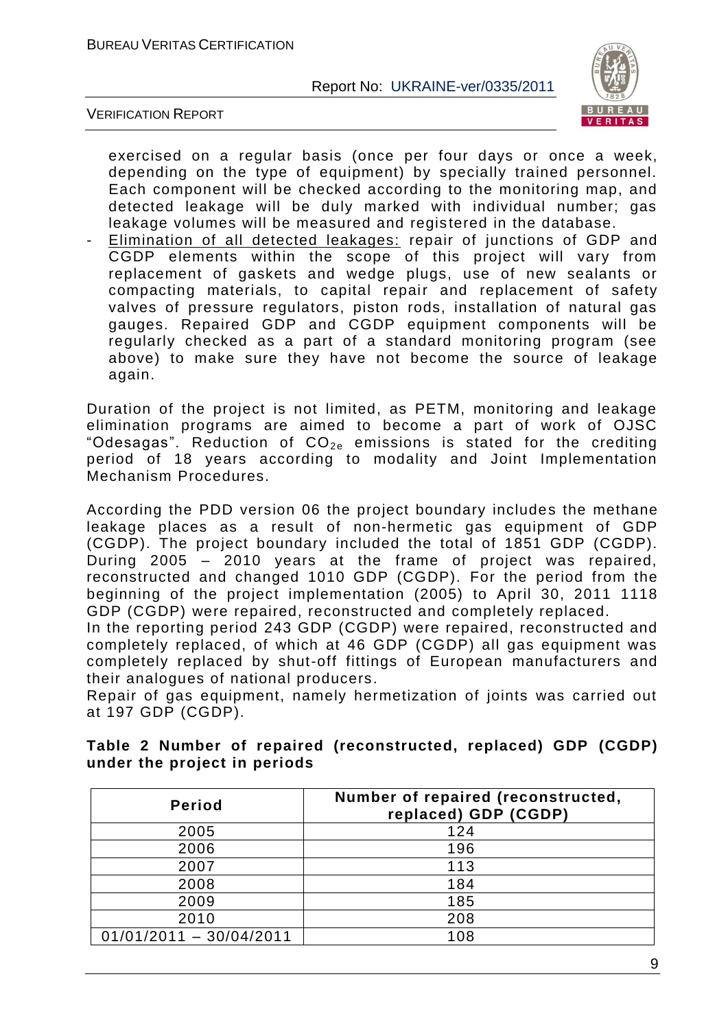exercised on a regular basis (once per four days or once a week, depending on the type of equipment) by specially trained personnel. Each component will be checked according to the monitoring map, and detected leakage will be duly marked with individual number; gas leakage volumes will be measured and registered in the database.

- Elimination of all detected leakages: repair of junctions of GDP and CGDP elements within the scope of this project will vary from replacement of gaskets and wedge plugs, use of new sealants or compacting materials, to capital repair and replacement of safety valves of pressure regulators, piston rods, installation of natural gas gauges. Repaired GDP and CGDP equipment components will be regularly checked as a part of a standard monitoring program (see above) to make sure they have not become the source of leakage again.

Duration of the project is not limited, as PETM, monitoring and leakage elimination programs are aimed to become a part of work of OJSC "Odesagas". Reduction of $CO_{2e}$ emissions is stated for the crediting period of 18 years according to modality and Joint Implementation Mechanism Procedures.

According the PDD version 06 the project boundary includes the methane leakage places as a result of non-hermetic gas equipment of GDP (CGDP). The project boundary included the total of 1851 GDP (CGDP). During 2005 – 2010 years at the frame of project was repaired, reconstructed and changed 1010 GDP (CGDP). For the period from the beginning of the project implementation (2005) to April 30, 2011 1118 GDP (CGDP) were repaired, reconstructed and completely replaced.
In the reporting period 243 GDP (CGDP) were repaired, reconstructed and completely replaced, of which at 46 GDP (CGDP) all gas equipment was completely replaced by shut-off fittings of European manufacturers and their analogues of national producers.
Repair of gas equipment, namely hermetization of joints was carried out at 197 GDP (CGDP).

**Table 2 Number of repaired (reconstructed, replaced) GDP (CGDP) under the project in periods**

| Period | Number of repaired (reconstructed, replaced) GDP (CGDP) |
|---|---|
| 2005 | 124 |
| 2006 | 196 |
| 2007 | 113 |
| 2008 | 184 |
| 2009 | 185 |
| 2010 | 208 |
| 01/01/2011 – 30/04/2011 | 108 |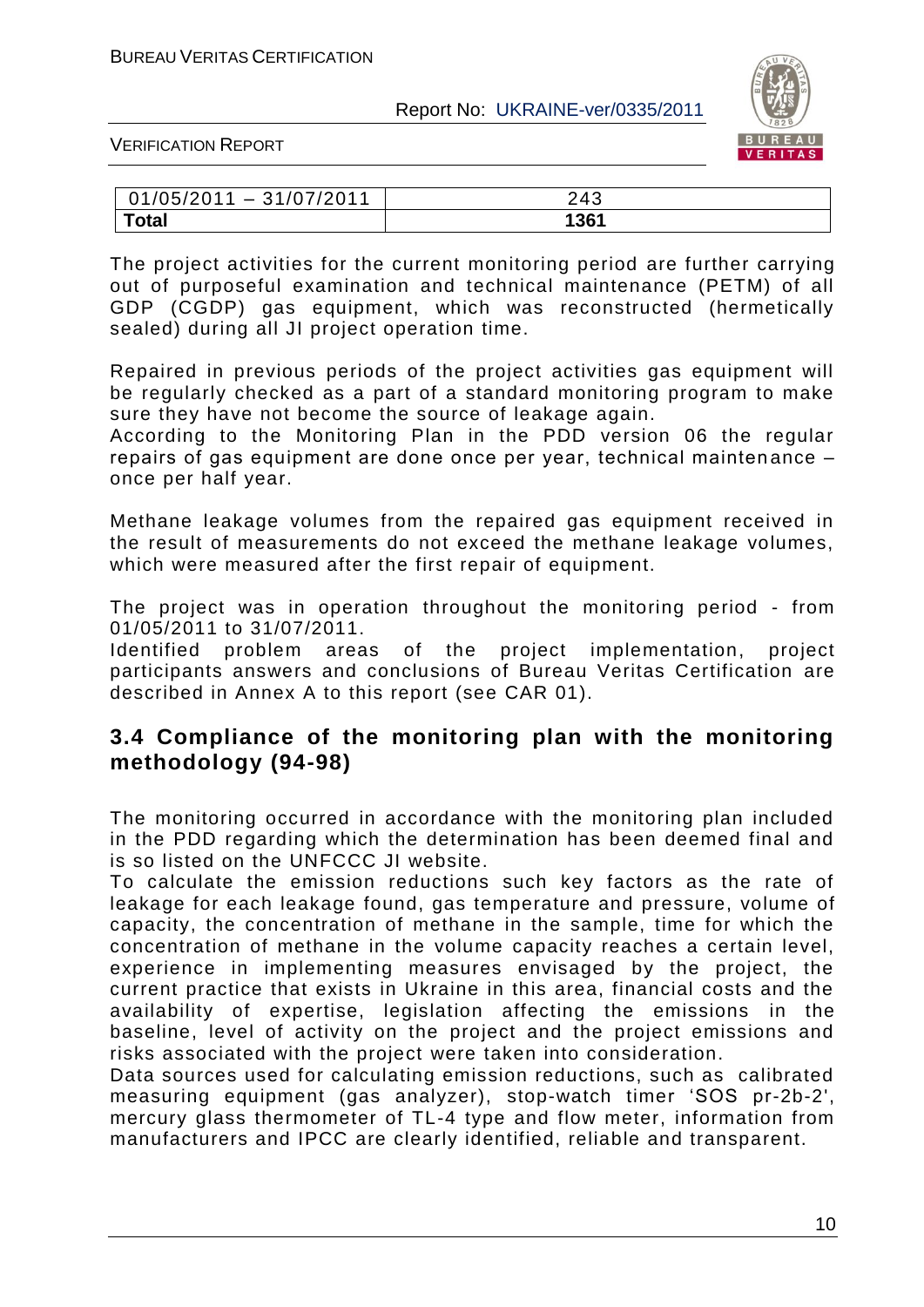| 01/05/2011 – 31/07/2011 | 243 |
|---|---|
| **Total** | **1361** |

The project activities for the current monitoring period are further carrying out of purposeful examination and technical maintenance (PETM) of all GDP (CGDP) gas equipment, which was reconstructed (hermetically sealed) during all JI project operation time.

Repaired in previous periods of the project activities gas equipment will be regularly checked as a part of a standard monitoring program to make sure they have not become the source of leakage again.
According to the Monitoring Plan in the PDD version 06 the regular repairs of gas equipment are done once per year, technical maintenance – once per half year.

Methane leakage volumes from the repaired gas equipment received in the result of measurements do not exceed the methane leakage volumes, which were measured after the first repair of equipment.

The project was in operation throughout the monitoring period - from 01/05/2011 to 31/07/2011.
Identified problem areas of the project implementation, project participants answers and conclusions of Bureau Veritas Certification are described in Annex A to this report (see CAR 01).

## 3.4 Compliance of the monitoring plan with the monitoring methodology (94-98)

The monitoring occurred in accordance with the monitoring plan included in the PDD regarding which the determination has been deemed final and is so listed on the UNFCCC JI website.
To calculate the emission reductions such key factors as the rate of leakage for each leakage found, gas temperature and pressure, volume of capacity, the concentration of methane in the sample, time for which the concentration of methane in the volume capacity reaches a certain level, experience in implementing measures envisaged by the project, the current practice that exists in Ukraine in this area, financial costs and the availability of expertise, legislation affecting the emissions in the baseline, level of activity on the project and the project emissions and risks associated with the project were taken into consideration.
Data sources used for calculating emission reductions, such as calibrated measuring equipment (gas analyzer), stop-watch timer 'SOS pr-2b-2', mercury glass thermometer of TL-4 type and flow meter, information from manufacturers and IPCC are clearly identified, reliable and transparent.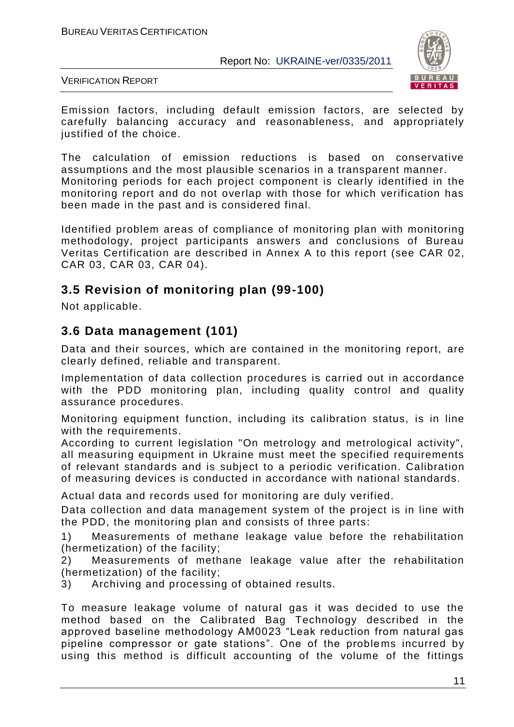Emission factors, including default emission factors, are selected by carefully balancing accuracy and reasonableness, and appropriately justified of the choice.

The calculation of emission reductions is based on conservative assumptions and the most plausible scenarios in a transparent manner. Monitoring periods for each project component is clearly identified in the monitoring report and do not overlap with those for which verification has been made in the past and is considered final.

Identified problem areas of compliance of monitoring plan with monitoring methodology, project participants answers and conclusions of Bureau Veritas Certification are described in Annex A to this report (see CAR 02, CAR 03, CAR 03, CAR 04).

## 3.5 Revision of monitoring plan (99-100)

Not applicable.

## 3.6 Data management (101)

Data and their sources, which are contained in the monitoring report, are clearly defined, reliable and transparent.

Implementation of data collection procedures is carried out in accordance with the PDD monitoring plan, including quality control and quality assurance procedures.

Monitoring equipment function, including its calibration status, is in line with the requirements.
According to current legislation "On metrology and metrological activity", all measuring equipment in Ukraine must meet the specified requirements of relevant standards and is subject to a periodic verification. Calibration of measuring devices is conducted in accordance with national standards.

Actual data and records used for monitoring are duly verified.

Data collection and data management system of the project is in line with the PDD, the monitoring plan and consists of three parts:

1) Measurements of methane leakage value before the rehabilitation (hermetization) of the facility;
2) Measurements of methane leakage value after the rehabilitation (hermetization) of the facility;
3) Archiving and processing of obtained results.

To measure leakage volume of natural gas it was decided to use the method based on the Calibrated Bag Technology described in the approved baseline methodology AM0023 "Leak reduction from natural gas pipeline compressor or gate stations". One of the problems incurred by using this method is difficult accounting of the volume of the fittings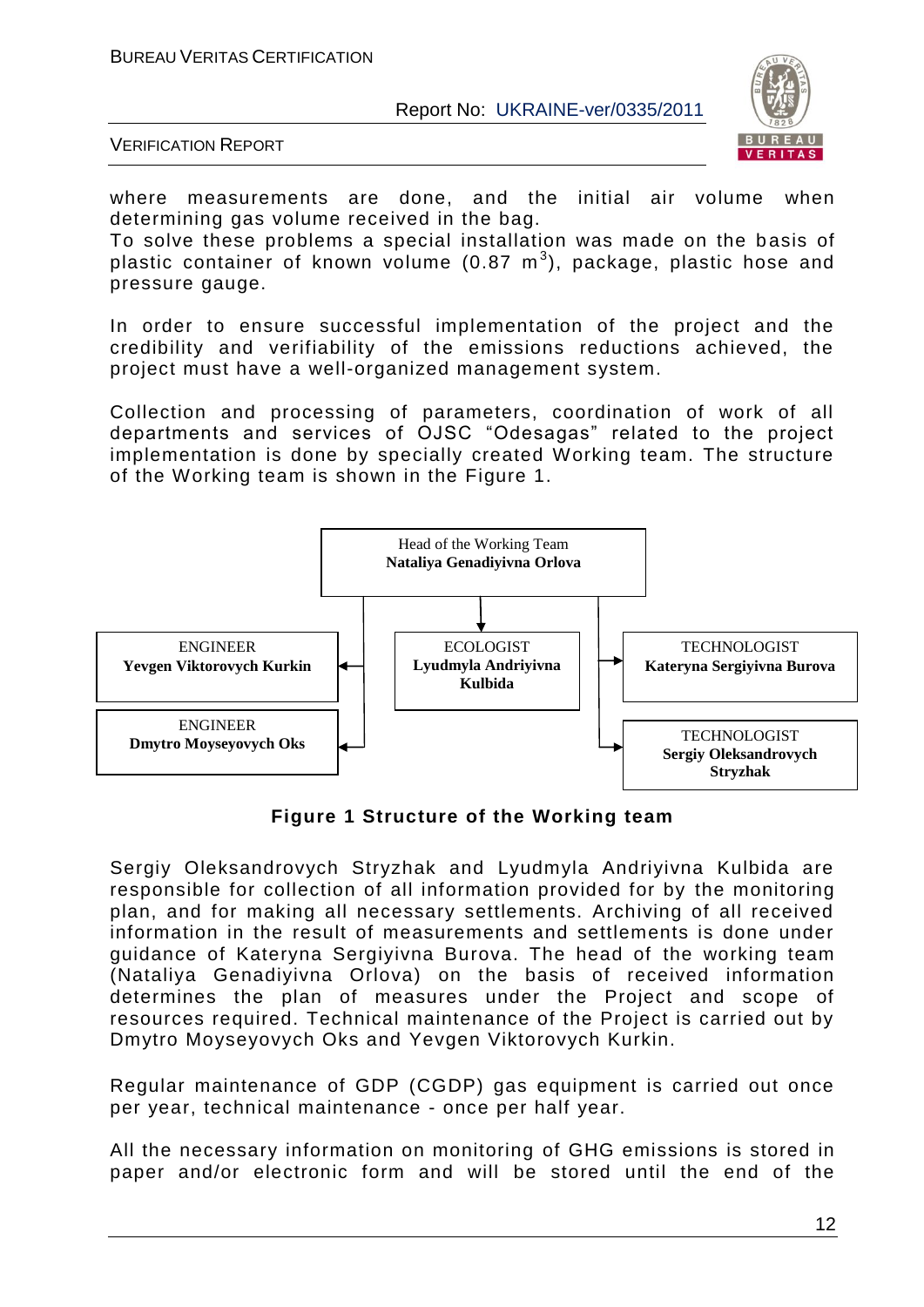where measurements are done, and the initial air volume when determining gas volume received in the bag.
To solve these problems a special installation was made on the basis of plastic container of known volume (0.87 $m^3$), package, plastic hose and pressure gauge.

In order to ensure successful implementation of the project and the credibility and verifiability of the emissions reductions achieved, the project must have a well-organized management system.

Collection and processing of parameters, coordination of work of all departments and services of OJSC "Odesagas" related to the project implementation is done by specially created Working team. The structure of the Working team is shown in the Figure 1.

Head of the Working Team
**Nataliya Genadiyivna Orlova**

ENGINEER
**Yevgen Viktorovych Kurkin**

ENGINEER
**Dmytro Moyseyovych Oks**

ECOLOGIST
**Lyudmyla Andriyivna Kulbida**

TECHNOLOGIST
**Kateryna Sergiyivna Burova**

TECHNOLOGIST
**Sergiy Oleksandrovych Stryzhak**

**Figure 1 Structure of the Working team**

Sergiy Oleksandrovych Stryzhak and Lyudmyla Andriyivna Kulbida are responsible for collection of all information provided for by the monitoring plan, and for making all necessary settlements. Archiving of all received information in the result of measurements and settlements is done under guidance of Kateryna Sergiyivna Burova. The head of the working team (Nataliya Genadiyivna Orlova) on the basis of received information determines the plan of measures under the Project and scope of resources required. Technical maintenance of the Project is carried out by Dmytro Moyseyovych Oks and Yevgen Viktorovych Kurkin.

Regular maintenance of GDP (CGDP) gas equipment is carried out once per year, technical maintenance - once per half year.

All the necessary information on monitoring of GHG emissions is stored in paper and/or electronic form and will be stored until the end of the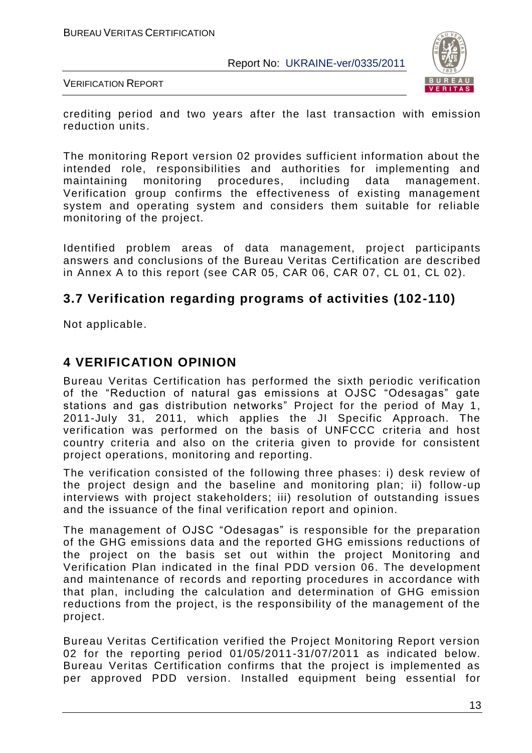crediting period and two years after the last transaction with emission reduction units.

The monitoring Report version 02 provides sufficient information about the intended role, responsibilities and authorities for implementing and maintaining monitoring procedures, including data management. Verification group confirms the effectiveness of existing management system and operating system and considers them suitable for reliable monitoring of the project.

Identified problem areas of data management, project participants answers and conclusions of the Bureau Veritas Certification are described in Annex A to this report (see CAR 05, CAR 06, CAR 07, CL 01, CL 02).

## 3.7 Verification regarding programs of activities (102-110)

Not applicable.

# 4 VERIFICATION OPINION

Bureau Veritas Certification has performed the sixth periodic verification of the "Reduction of natural gas emissions at OJSC "Odesagas" gate stations and gas distribution networks" Project for the period of May 1, 2011-July 31, 2011, which applies the JI Specific Approach. The verification was performed on the basis of UNFCCC criteria and host country criteria and also on the criteria given to provide for consistent project operations, monitoring and reporting.

The verification consisted of the following three phases: i) desk review of the project design and the baseline and monitoring plan; ii) follow-up interviews with project stakeholders; iii) resolution of outstanding issues and the issuance of the final verification report and opinion.

The management of OJSC "Odesagas" is responsible for the preparation of the GHG emissions data and the reported GHG emissions reductions of the project on the basis set out within the project Monitoring and Verification Plan indicated in the final PDD version 06. The development and maintenance of records and reporting procedures in accordance with that plan, including the calculation and determination of GHG emission reductions from the project, is the responsibility of the management of the project.

Bureau Veritas Certification verified the Project Monitoring Report version 02 for the reporting period 01/05/2011-31/07/2011 as indicated below. Bureau Veritas Certification confirms that the project is implemented as per approved PDD version. Installed equipment being essential for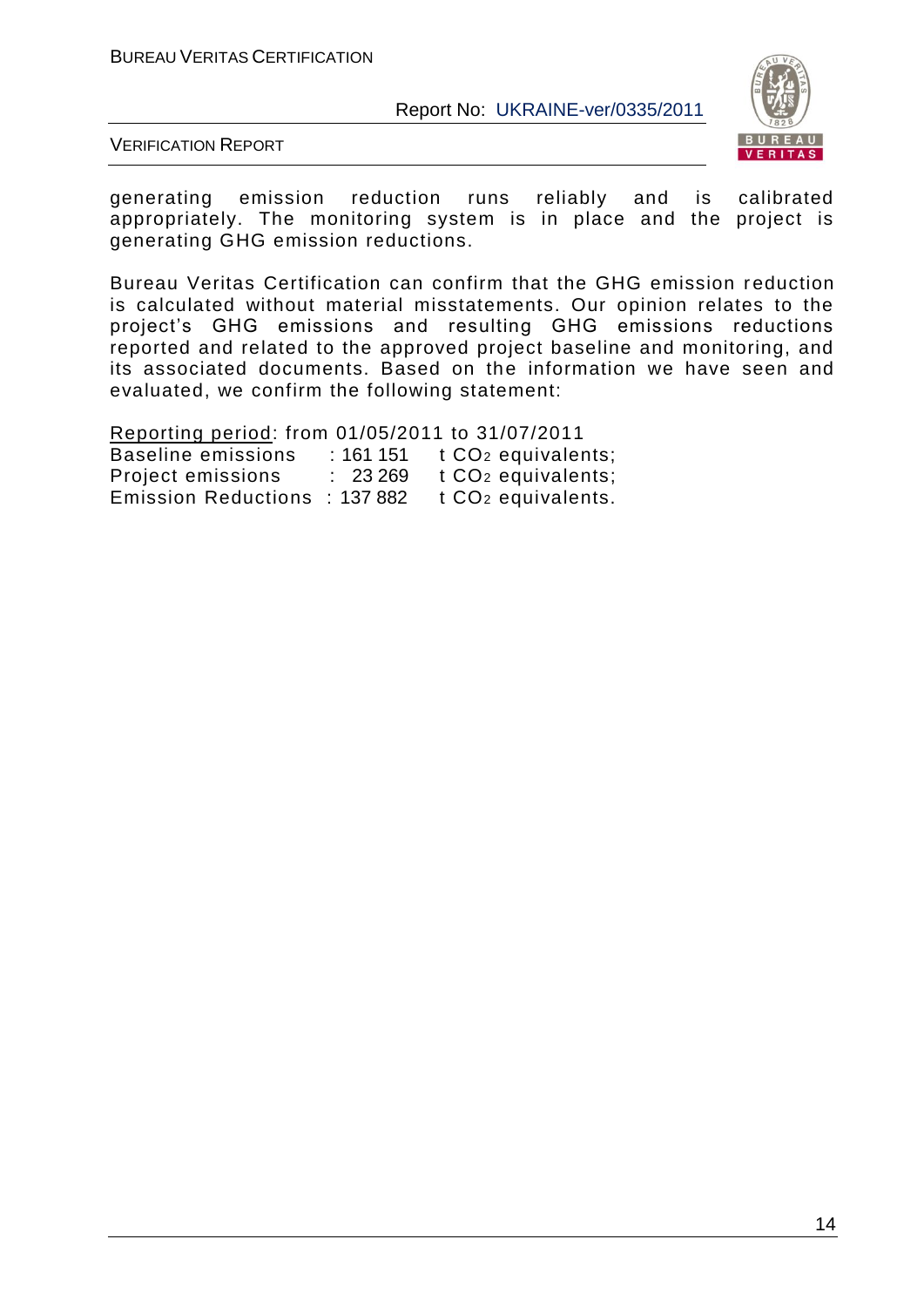generating emission reduction runs reliably and is calibrated appropriately. The monitoring system is in place and the project is generating GHG emission reductions.

Bureau Veritas Certification can confirm that the GHG emission reduction is calculated without material misstatements. Our opinion relates to the project's GHG emissions and resulting GHG emissions reductions reported and related to the approved project baseline and monitoring, and its associated documents. Based on the information we have seen and evaluated, we confirm the following statement:

Reporting period: from 01/05/2011 to 31/07/2011

| | | |
|---|---|---|
| Baseline emissions | : 161 151 | t $CO_2$ equivalents; |
| Project emissions | : 23 269 | t $CO_2$ equivalents; |
| Emission Reductions | : 137 882 | t $CO_2$ equivalents. |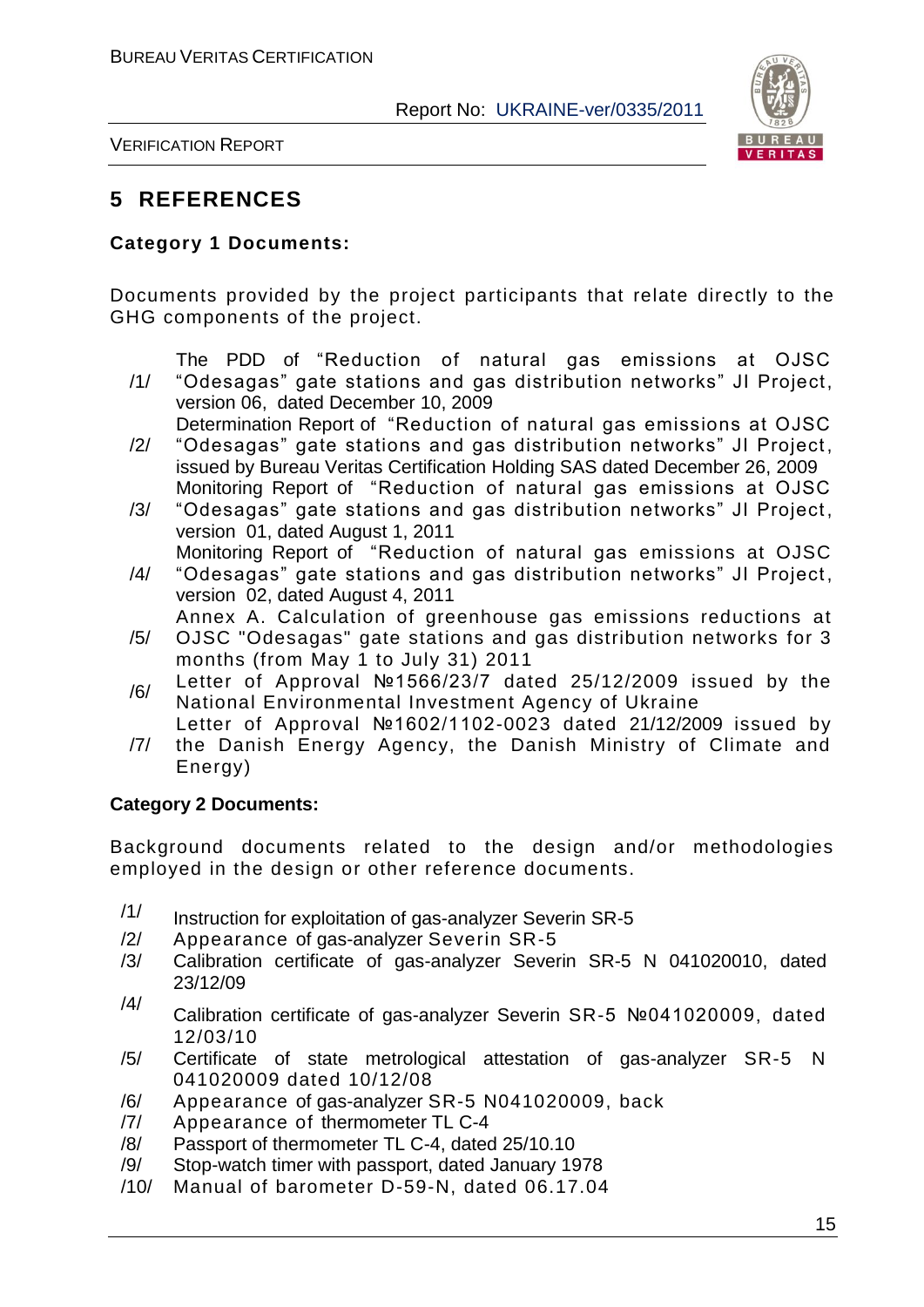# 5 REFERENCES

**Category 1 Documents:**

Documents provided by the project participants that relate directly to the GHG components of the project.

/1/ The PDD of "Reduction of natural gas emissions at OJSC "Odesagas" gate stations and gas distribution networks" JI Project, version 06, dated December 10, 2009

/2/ Determination Report of "Reduction of natural gas emissions at OJSC "Odesagas" gate stations and gas distribution networks" JI Project, issued by Bureau Veritas Certification Holding SAS dated December 26, 2009

/3/ Monitoring Report of "Reduction of natural gas emissions at OJSC "Odesagas" gate stations and gas distribution networks" JI Project, version 01, dated August 1, 2011

/4/ Monitoring Report of "Reduction of natural gas emissions at OJSC "Odesagas" gate stations and gas distribution networks" JI Project, version 02, dated August 4, 2011

/5/ Annex A. Calculation of greenhouse gas emissions reductions at OJSC "Odesagas" gate stations and gas distribution networks for 3 months (from May 1 to July 31) 2011

/6/ Letter of Approval №1566/23/7 dated 25/12/2009 issued by the National Environmental Investment Agency of Ukraine

/7/ Letter of Approval №1602/1102-0023 dated 21/12/2009 issued by the Danish Energy Agency, the Danish Ministry of Climate and Energy)

**Category 2 Documents:**

Background documents related to the design and/or methodologies employed in the design or other reference documents.

/1/ Instruction for exploitation of gas-analyzer Severin SR-5

/2/ Appearance of gas-analyzer Severin SR-5

/3/ Calibration certificate of gas-analyzer Severin SR-5 N 041020010, dated 23/12/09

/4/ Calibration certificate of gas-analyzer Severin SR-5 №041020009, dated 12/03/10

/5/ Certificate of state metrological attestation of gas-analyzer SR-5 N 041020009 dated 10/12/08

/6/ Appearance of gas-analyzer SR-5 N041020009, back

/7/ Appearance of thermometer TL C-4

/8/ Passport of thermometer TL C-4, dated 25/10.10

/9/ Stop-watch timer with passport, dated January 1978

/10/ Manual of barometer D-59-N, dated 06.17.04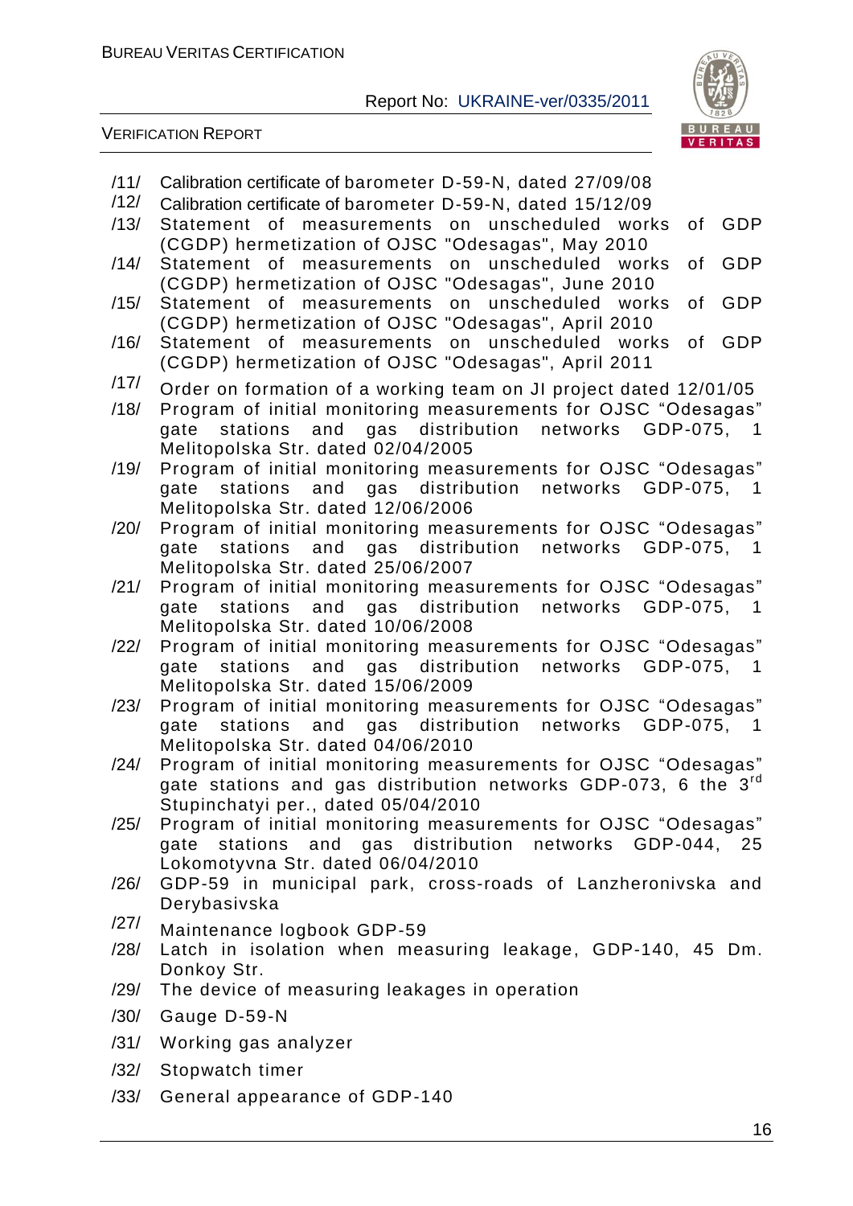/11/ Calibration certificate of barometer D-59-N, dated 27/09/08

/12/ Calibration certificate of barometer D-59-N, dated 15/12/09

/13/ Statement of measurements on unscheduled works of GDP (CGDP) hermetization of OJSC "Odesagas", May 2010

/14/ Statement of measurements on unscheduled works of GDP (CGDP) hermetization of OJSC "Odesagas", June 2010

/15/ Statement of measurements on unscheduled works of GDP (CGDP) hermetization of OJSC "Odesagas", April 2010

/16/ Statement of measurements on unscheduled works of GDP (CGDP) hermetization of OJSC "Odesagas", April 2011

/17/ Order on formation of a working team on JI project dated 12/01/05

/18/ Program of initial monitoring measurements for OJSC "Odesagas" gate stations and gas distribution networks GDP-075, 1 Melitopolska Str. dated 02/04/2005

/19/ Program of initial monitoring measurements for OJSC "Odesagas" gate stations and gas distribution networks GDP-075, 1 Melitopolska Str. dated 12/06/2006

/20/ Program of initial monitoring measurements for OJSC "Odesagas" gate stations and gas distribution networks GDP-075, 1 Melitopolska Str. dated 25/06/2007

/21/ Program of initial monitoring measurements for OJSC "Odesagas" gate stations and gas distribution networks GDP-075, 1 Melitopolska Str. dated 10/06/2008

/22/ Program of initial monitoring measurements for OJSC "Odesagas" gate stations and gas distribution networks GDP-075, 1 Melitopolska Str. dated 15/06/2009

/23/ Program of initial monitoring measurements for OJSC "Odesagas" gate stations and gas distribution networks GDP-075, 1 Melitopolska Str. dated 04/06/2010

/24/ Program of initial monitoring measurements for OJSC "Odesagas" gate stations and gas distribution networks GDP-073, 6 the 3rd Stupinchatyi per., dated 05/04/2010

/25/ Program of initial monitoring measurements for OJSC "Odesagas" gate stations and gas distribution networks GDP-044, 25 Lokomotyvna Str. dated 06/04/2010

/26/ GDP-59 in municipal park, cross-roads of Lanzheronivska and Derybasivska

/27/ Maintenance logbook GDP-59

/28/ Latch in isolation when measuring leakage, GDP-140, 45 Dm. Donkoy Str.

/29/ The device of measuring leakages in operation

/30/ Gauge D-59-N

/31/ Working gas analyzer

/32/ Stopwatch timer

/33/ General appearance of GDP-140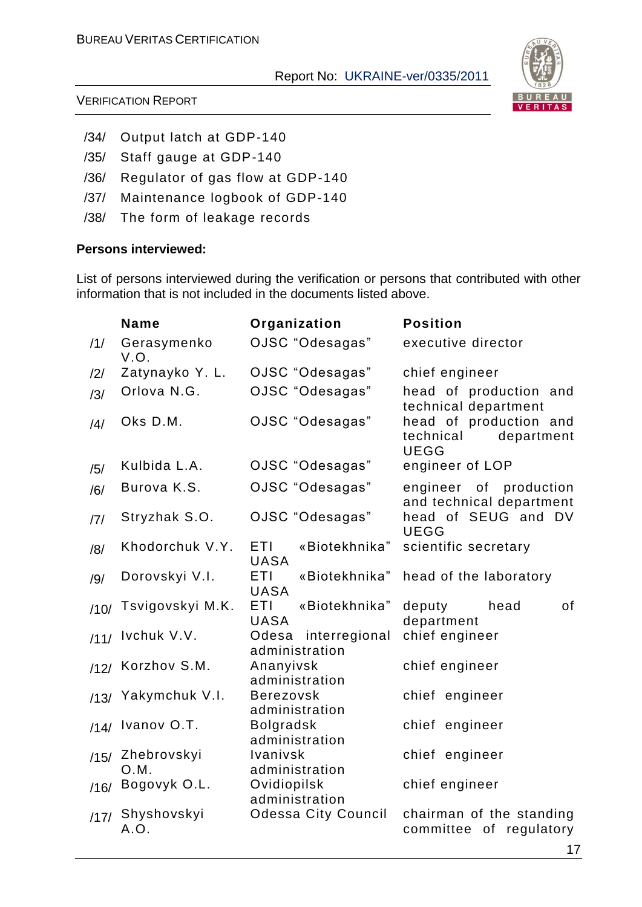/34/ Output latch at GDP-140

/35/ Staff gauge at GDP-140

/36/ Regulator of gas flow at GDP-140

/37/ Maintenance logbook of GDP-140

/38/ The form of leakage records

**Persons interviewed:**

List of persons interviewed during the verification or persons that contributed with other information that is not included in the documents listed above.

| | Name | Organization | Position |
|---|---|---|---|
| /1/ | Gerasymenko V.O. | OJSC "Odesagas" | executive director |
| /2/ | Zatynayko Y. L. | OJSC "Odesagas" | chief engineer |
| /3/ | Orlova N.G. | OJSC "Odesagas" | head of production and technical department |
| /4/ | Oks D.M. | OJSC "Odesagas" | head of production and technical department UEGG |
| /5/ | Kulbida L.A. | OJSC "Odesagas" | engineer of LOP |
| /6/ | Burova K.S. | OJSC "Odesagas" | engineer of production and technical department |
| /7/ | Stryzhak S.O. | OJSC "Odesagas" | head of SEUG and DV UEGG |
| /8/ | Khodorchuk V.Y. | ETI «Biotekhnika" UASA | scientific secretary |
| /9/ | Dorovskyi V.I. | ETI «Biotekhnika" UASA | head of the laboratory |
| /10/ | Tsvigovskyi M.K. | ETI «Biotekhnika" UASA | deputy head of department |
| /11/ | Ivchuk V.V. | Odesa interregional administration | chief engineer |
| /12/ | Korzhov S.M. | Ananyivsk administration | chief engineer |
| /13/ | Yakymchuk V.I. | Berezovsk administration | chief engineer |
| /14/ | Ivanov O.T. | Bolgradsk administration | chief engineer |
| /15/ | Zhebrovskyi O.M. | Ivanivsk administration | chief engineer |
| /16/ | Bogovyk O.L. | Ovidiopilsk administration | chief engineer |
| /17/ | Shyshovskyi A.O. | Odessa City Council | chairman of the standing committee of regulatory |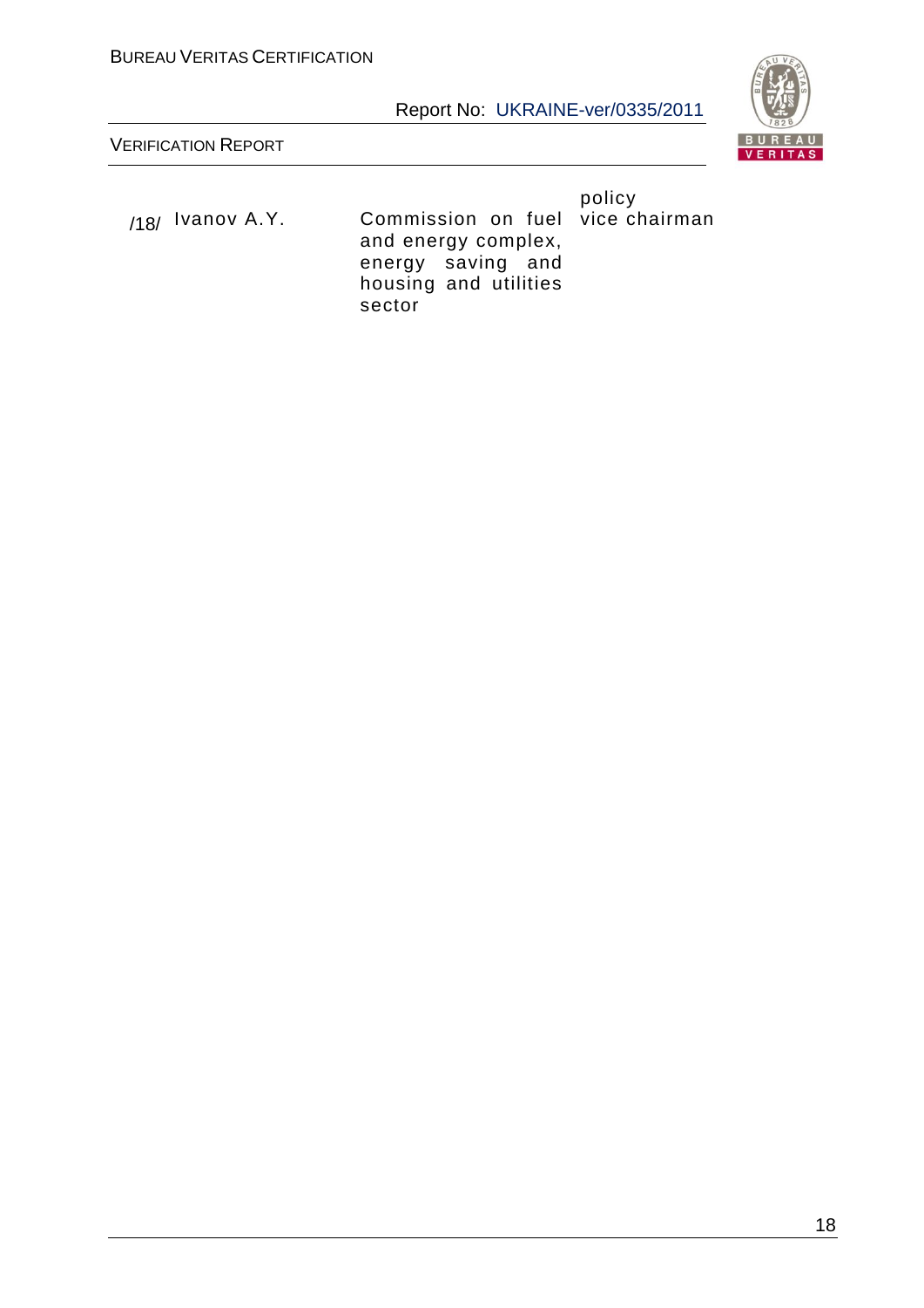|  |  |  | policy |
|---|---|---|---|
| /18/ | Ivanov A.Y. | Commission on fuel and energy complex, energy saving and housing and utilities sector | vice chairman |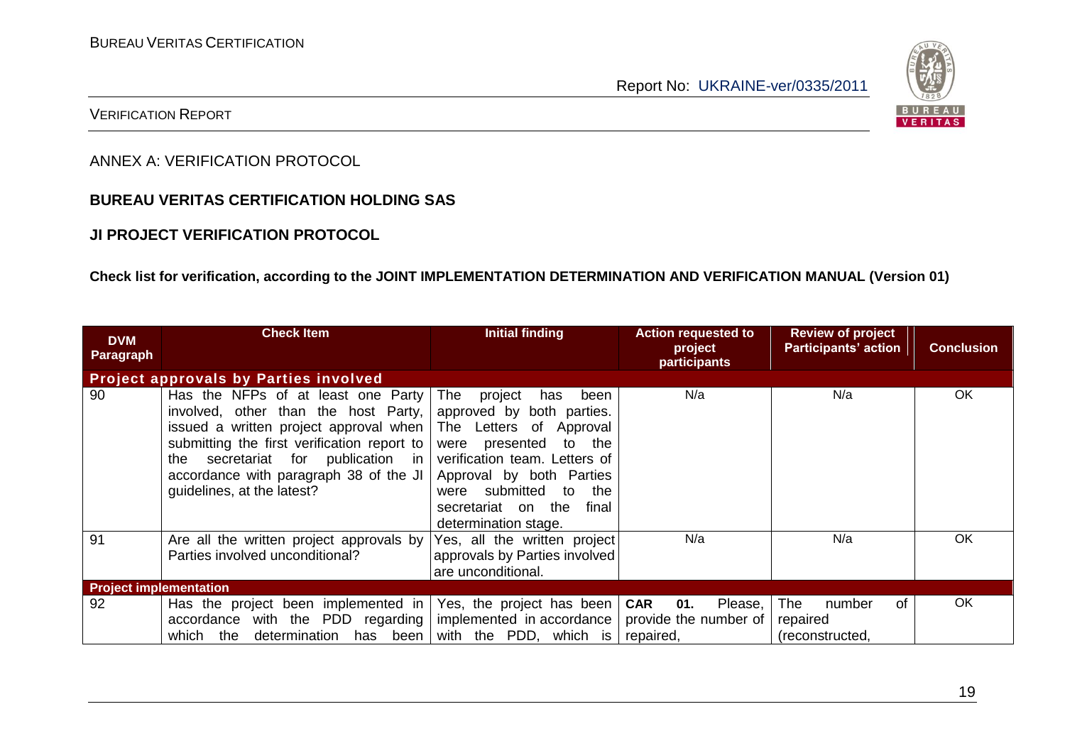ANNEX A: VERIFICATION PROTOCOL

**BUREAU VERITAS CERTIFICATION HOLDING SAS**

**JI PROJECT VERIFICATION PROTOCOL**

**Check list for verification, according to the JOINT IMPLEMENTATION DETERMINATION AND VERIFICATION MANUAL (Version 01)**

| DVM Paragraph | Check Item | Initial finding | Action requested to project participants | Review of project Participants' action | Conclusion |
|---|---|---|---|---|---|
| **Project approvals by Parties involved** | | | | | |
| 90 | Has the NFPs of at least one Party involved, other than the host Party, issued a written project approval when submitting the first verification report to the secretariat for publication in accordance with paragraph 38 of the JI guidelines, at the latest? | The project has been approved by both parties. The Letters of Approval were presented to the verification team. Letters of Approval by both Parties were submitted to the secretariat on the final determination stage. | N/a | N/a | OK |
| 91 | Are all the written project approvals by Parties involved unconditional? | Yes, all the written project approvals by Parties involved are unconditional. | N/a | N/a | OK |
| **Project implementation** | | | | | |
| 92 | Has the project been implemented in accordance with the PDD regarding which the determination has been | Yes, the project has been implemented in accordance with the PDD, which is | **CAR 01.** Please, provide the number of repaired, | The number of repaired (reconstructed, | OK |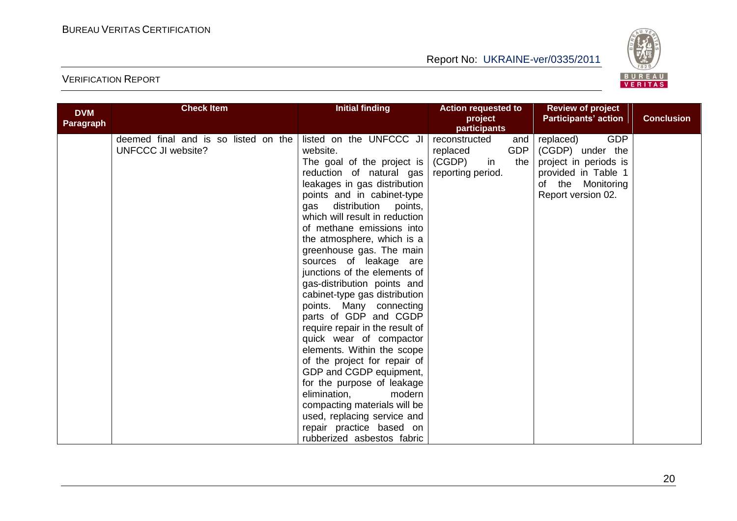| DVM Paragraph | Check Item | Initial finding | Action requested to project participants | Review of project Participants' action | Conclusion |
|---|---|---|---|---|---|
| | deemed final and is so listed on the UNFCCC JI website? | listed on the UNFCCC JI website. The goal of the project is reduction of natural gas leakages in gas distribution points and in cabinet-type gas distribution points, which will result in reduction of methane emissions into the atmosphere, which is a greenhouse gas. The main sources of leakage are junctions of the elements of gas-distribution points and cabinet-type gas distribution points. Many connecting parts of GDP and CGDP require repair in the result of quick wear of compactor elements. Within the scope of the project for repair of GDP and CGDP equipment, for the purpose of leakage elimination, modern compacting materials will be used, replacing service and repair practice based on rubberized asbestos fabric | reconstructed and replaced GDP (CGDP) in the reporting period. | replaced) GDP (CGDP) under the project in periods is provided in Table 1 of the Monitoring Report version 02. | |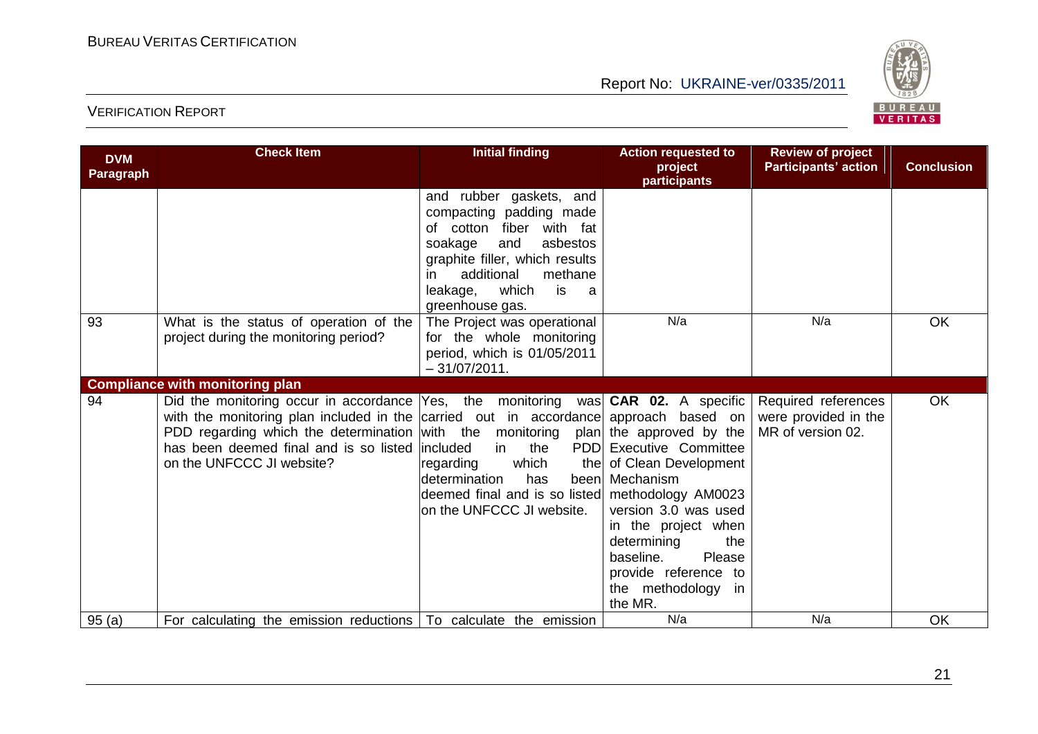| DVM Paragraph | Check Item | Initial finding | Action requested to project participants | Review of project Participants' action | Conclusion |
|---|---|---|---|---|---|
| | | and rubber gaskets, and compacting padding made of cotton fiber with fat soakage and asbestos graphite filler, which results in additional methane leakage, which is a greenhouse gas. | | | |
| 93 | What is the status of operation of the project during the monitoring period? | The Project was operational for the whole monitoring period, which is 01/05/2011 – 31/07/2011. | N/a | N/a | OK |
| **Compliance with monitoring plan** | | | | | |
| 94 | Did the monitoring occur in accordance with the monitoring plan included in the PDD regarding which the determination has been deemed final and is so listed on the UNFCCC JI website? | Yes, the monitoring was carried out in accordance with the monitoring plan included in the PDD regarding which the determination has been deemed final and is so listed on the UNFCCC JI website. | **CAR 02.** A specific approach based on the approved by the Executive Committee of Clean Development Mechanism methodology AM0023 version 3.0 was used in the project when determining the baseline. Please provide reference to the methodology in the MR. | Required references were provided in the MR of version 02. | OK |
| 95 (a) | For calculating the emission reductions | To calculate the emission | N/a | N/a | OK |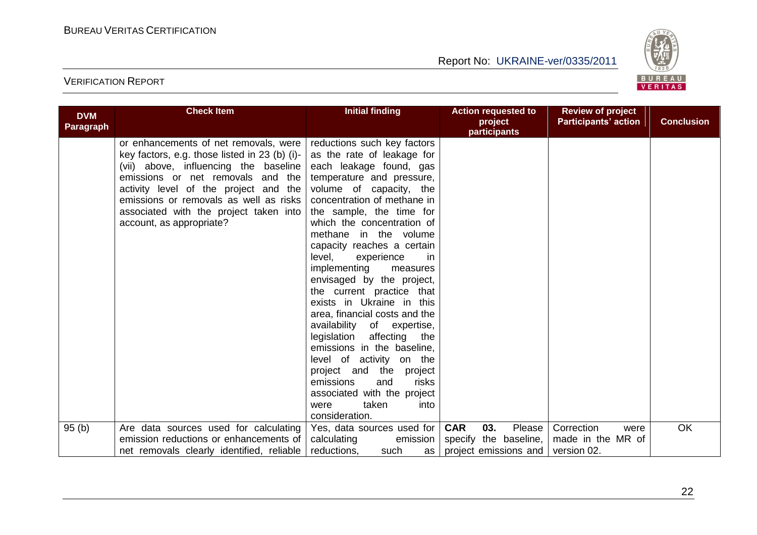| DVM Paragraph | Check Item | Initial finding | Action requested to project participants | Review of project Participants' action | Conclusion |
|---|---|---|---|---|---|
| | or enhancements of net removals, were key factors, e.g. those listed in 23 (b) (i)-(vii) above, influencing the baseline emissions or net removals and the activity level of the project and the emissions or removals as well as risks associated with the project taken into account, as appropriate? | reductions such key factors as the rate of leakage for each leakage found, gas temperature and pressure, volume of capacity, the concentration of methane in the sample, the time for which the concentration of methane in the volume capacity reaches a certain level, experience in implementing measures envisaged by the project, the current practice that exists in Ukraine in this area, financial costs and the availability of expertise, legislation affecting the emissions in the baseline, level of activity on the project and the project emissions and risks associated with the project were taken into consideration. | | | |
| 95 (b) | Are data sources used for calculating emission reductions or enhancements of net removals clearly identified, reliable | Yes, data sources used for calculating emission reductions, such as | **CAR 03.** Please specify the baseline, project emissions and | Correction were made in the MR of version 02. | OK |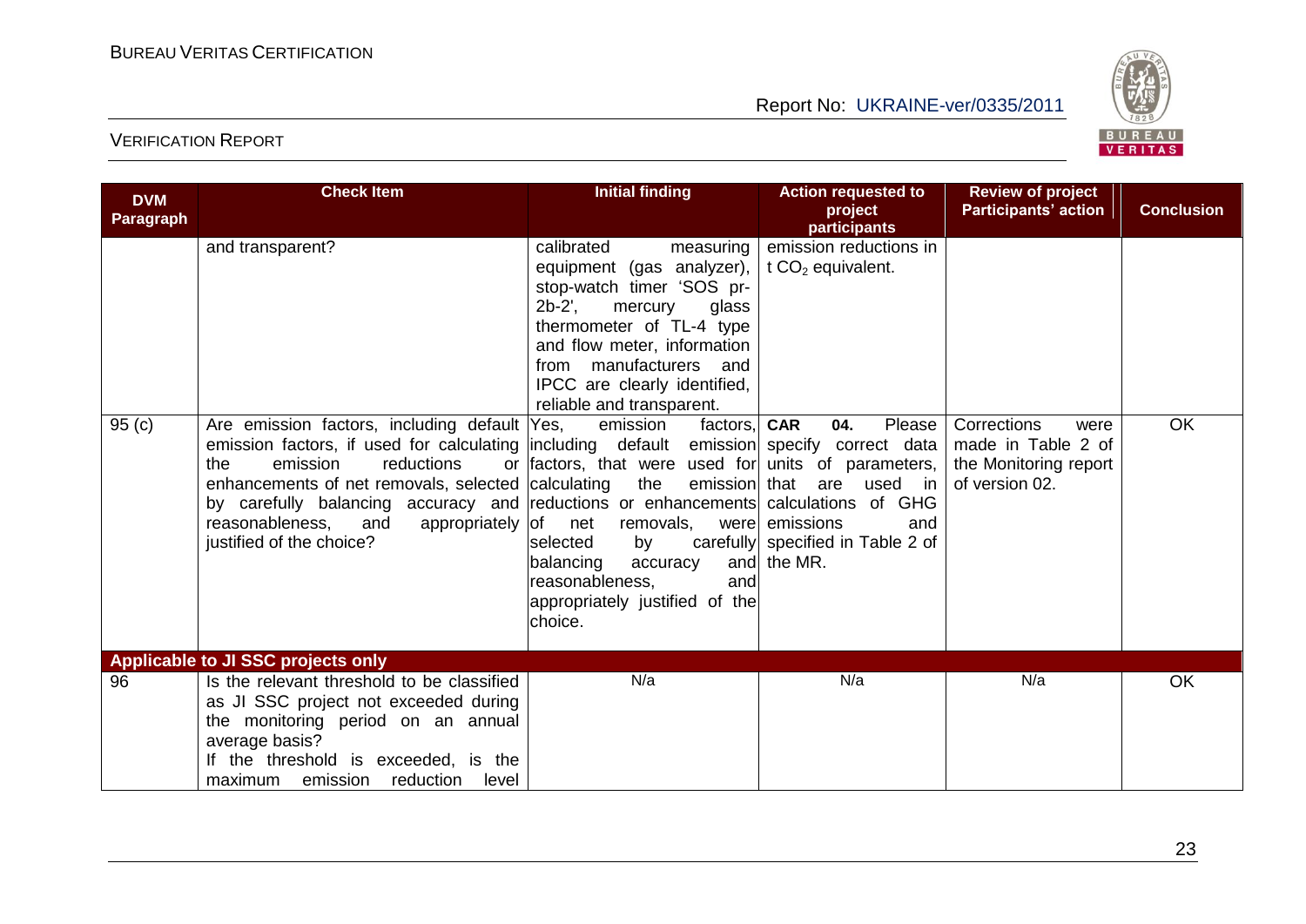| DVM Paragraph | Check Item | Initial finding | Action requested to project participants | Review of project Participants' action | Conclusion |
|---|---|---|---|---|---|
| | and transparent? | calibrated measuring equipment (gas analyzer), stop-watch timer 'SOS pr-2b-2', mercury glass thermometer of TL-4 type and flow meter, information from manufacturers and IPCC are clearly identified, reliable and transparent. | emission reductions in t $CO_2$ equivalent. | | |
| 95 (c) | Are emission factors, including default emission factors, if used for calculating the emission reductions or enhancements of net removals, selected by carefully balancing accuracy and reasonableness, and appropriately justified of the choice? | Yes, emission factors, including default emission factors, that were used for calculating the emission reductions or enhancements of net removals, were selected by carefully balancing accuracy and reasonableness, and appropriately justified of the choice. | **CAR 04.** Please specify correct data units of parameters, that are used in calculations of GHG emissions and specified in Table 2 of the MR. | Corrections were made in Table 2 of the Monitoring report of version 02. | OK |
| **Applicable to JI SSC projects only** | | | | | |
| 96 | Is the relevant threshold to be classified as JI SSC project not exceeded during the monitoring period on an annual average basis? If the threshold is exceeded, is the maximum emission reduction level | N/a | N/a | N/a | OK |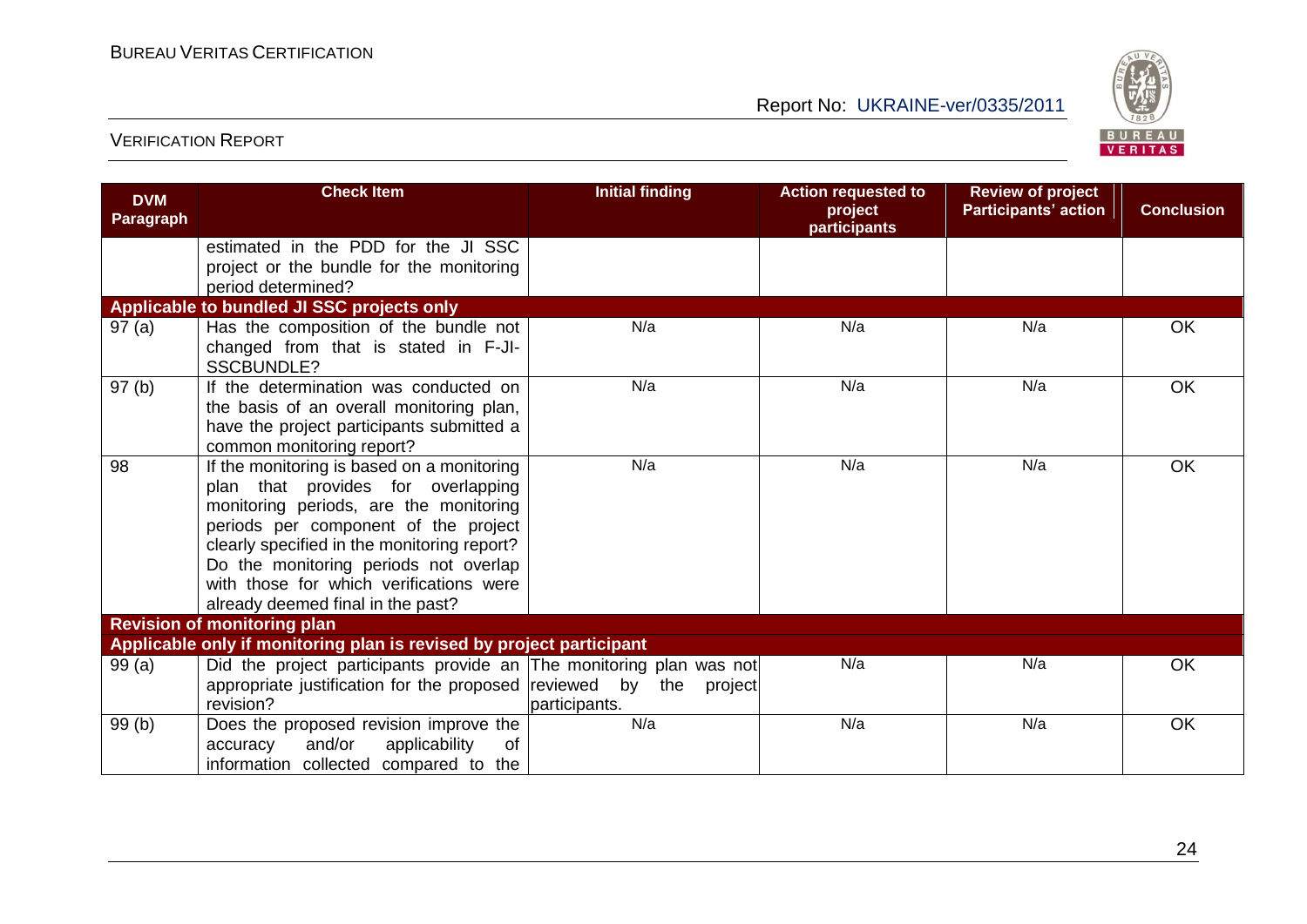| DVM Paragraph | Check Item | Initial finding | Action requested to project participants | Review of project Participants' action | Conclusion |
|---|---|---|---|---|---|
| | estimated in the PDD for the JI SSC project or the bundle for the monitoring period determined? | | | | |
| **Applicable to bundled JI SSC projects only** | | | | | |
| 97 (a) | Has the composition of the bundle not changed from that is stated in F-JI-SSCBUNDLE? | N/a | N/a | N/a | OK |
| 97 (b) | If the determination was conducted on the basis of an overall monitoring plan, have the project participants submitted a common monitoring report? | N/a | N/a | N/a | OK |
| 98 | If the monitoring is based on a monitoring plan that provides for overlapping monitoring periods, are the monitoring periods per component of the project clearly specified in the monitoring report? Do the monitoring periods not overlap with those for which verifications were already deemed final in the past? | N/a | N/a | N/a | OK |
| **Revision of monitoring plan** | | | | | |
| **Applicable only if monitoring plan is revised by project participant** | | | | | |
| 99 (a) | Did the project participants provide an appropriate justification for the proposed revision? | The monitoring plan was not reviewed by the project participants. | N/a | N/a | OK |
| 99 (b) | Does the proposed revision improve the accuracy and/or applicability of information collected compared to the | N/a | N/a | N/a | OK |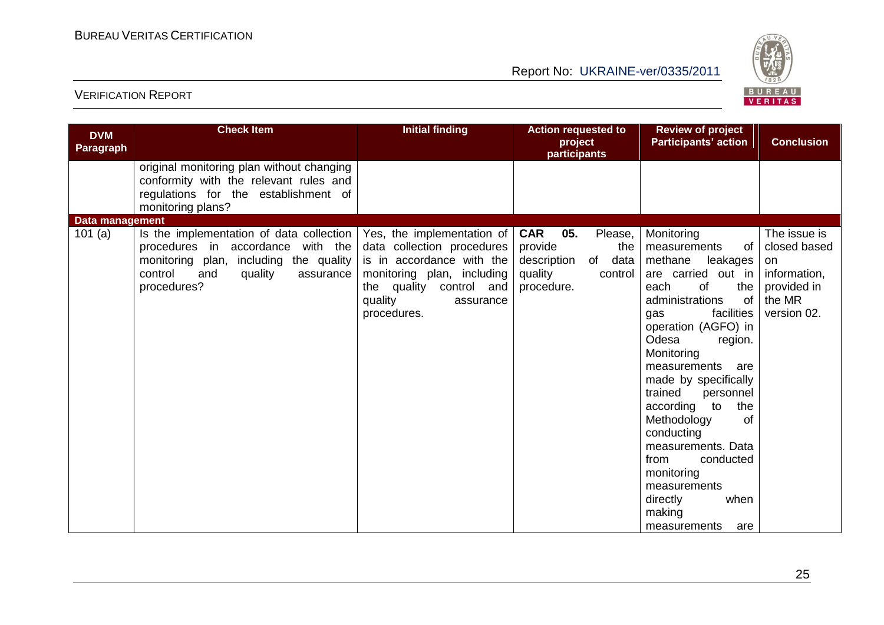| DVM Paragraph | Check Item | Initial finding | Action requested to project participants | Review of project Participants' action | Conclusion |
|---|---|---|---|---|---|
| | original monitoring plan without changing conformity with the relevant rules and regulations for the establishment of monitoring plans? | | | | |
| **Data management** | | | | | |
| 101 (a) | Is the implementation of data collection procedures in accordance with the monitoring plan, including the quality control and quality assurance procedures? | Yes, the implementation of data collection procedures is in accordance with the monitoring plan, including the quality control and quality assurance procedures. | **CAR 05.** Please, provide the description of data quality control procedure. | Monitoring measurements of methane leakages are carried out in each of the administrations of gas facilities operation (AGFO) in Odesa region. Monitoring measurements are made by specifically trained personnel according to the Methodology of conducting measurements. Data from conducted monitoring measurements directly when making measurements are | The issue is closed based on information, provided in the MR version 02. |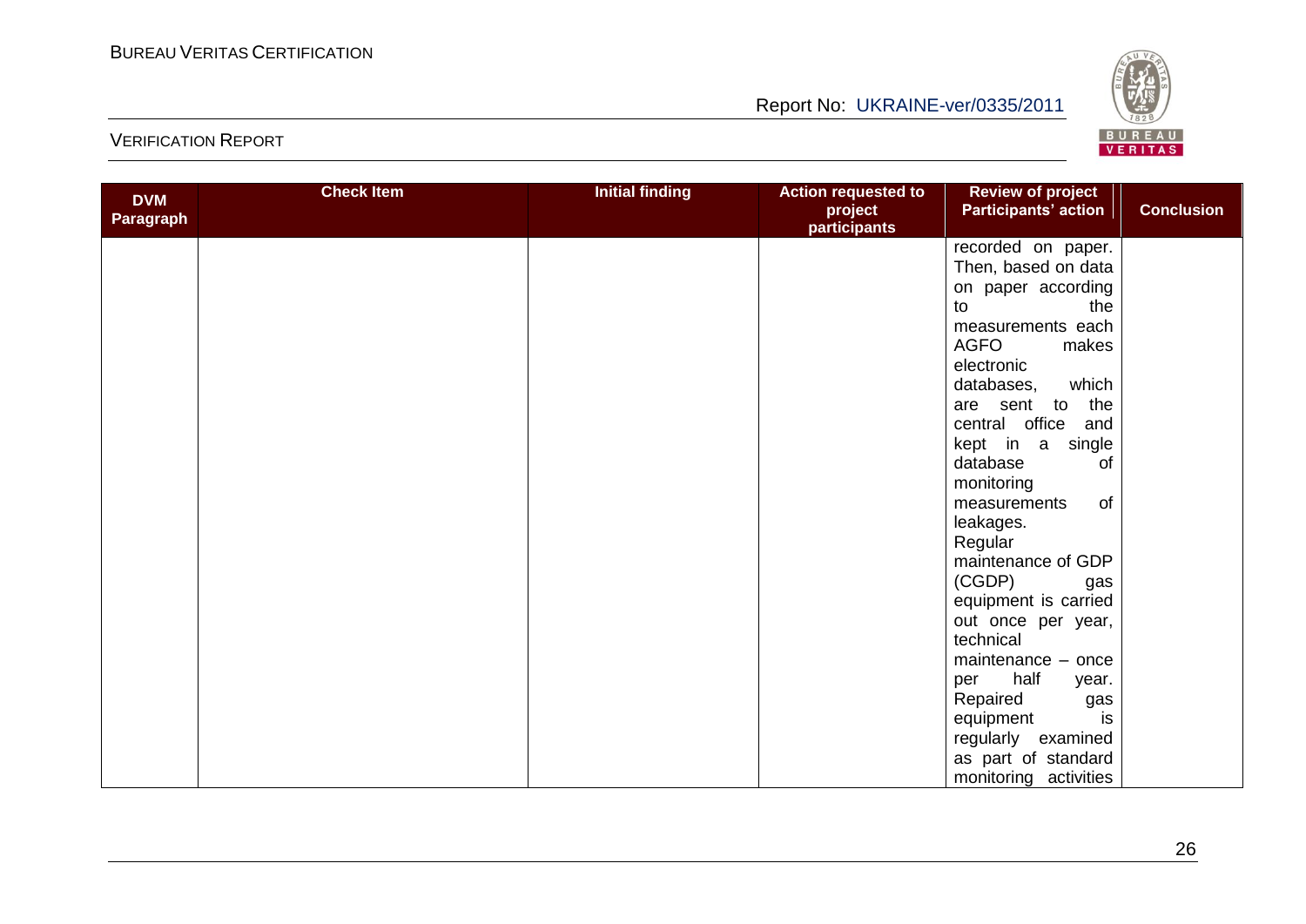| DVM Paragraph | Check Item | Initial finding | Action requested to project participants | Review of project Participants' action | Conclusion |
|---|---|---|---|---|---|
| | | | | recorded on paper. Then, based on data on paper according to the measurements each AGFO makes electronic databases, which are sent to the central office and kept in a single database of monitoring measurements of leakages. Regular maintenance of GDP (CGDP) gas equipment is carried out once per year, technical maintenance – once per half year. Repaired gas equipment is regularly examined as part of standard monitoring activities | |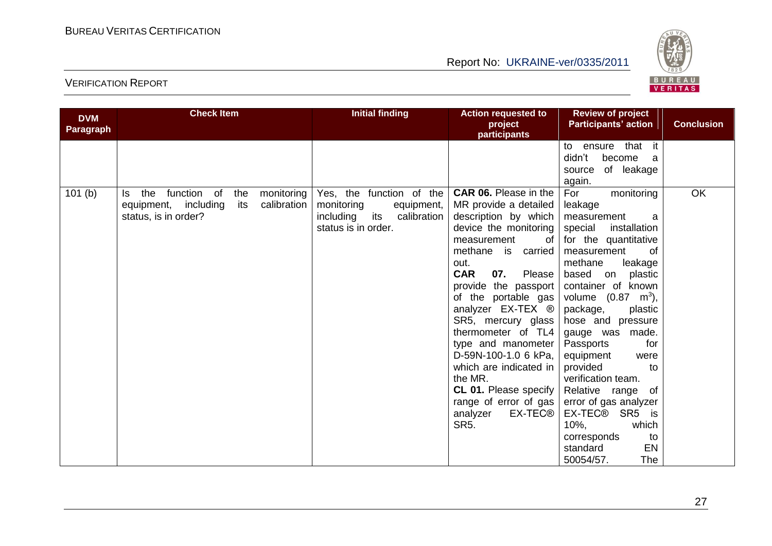| DVM Paragraph | Check Item | Initial finding | Action requested to project participants | Review of project Participants' action | Conclusion |
|---|---|---|---|---|---|
| | | | | to ensure that it didn't become a source of leakage again. | |
| 101 (b) | Is the function of the monitoring equipment, including its calibration status, is in order? | Yes, the function of the monitoring equipment, including its calibration status is in order. | **CAR 06.** Please in the MR provide a detailed description by which device the monitoring measurement of methane is carried out.<br>**CAR 07.** Please provide the passport of the portable gas analyzer EX-TEX ® SR5, mercury glass thermometer of TL4 type and manometer D-59N-100-1.0 6 kPa, which are indicated in the MR.<br>**CL 01.** Please specify range of error of gas analyzer EX-TEC® SR5. | For monitoring leakage measurement a special installation for the quantitative measurement of methane leakage based on plastic container of known volume (0.87 $m^3$), package, plastic hose and pressure gauge was made. Passports for equipment were provided to verification team.<br>Relative range of error of gas analyzer EX-TEC® SR5 is 10%, which corresponds to standard EN 50054/57. The | OK |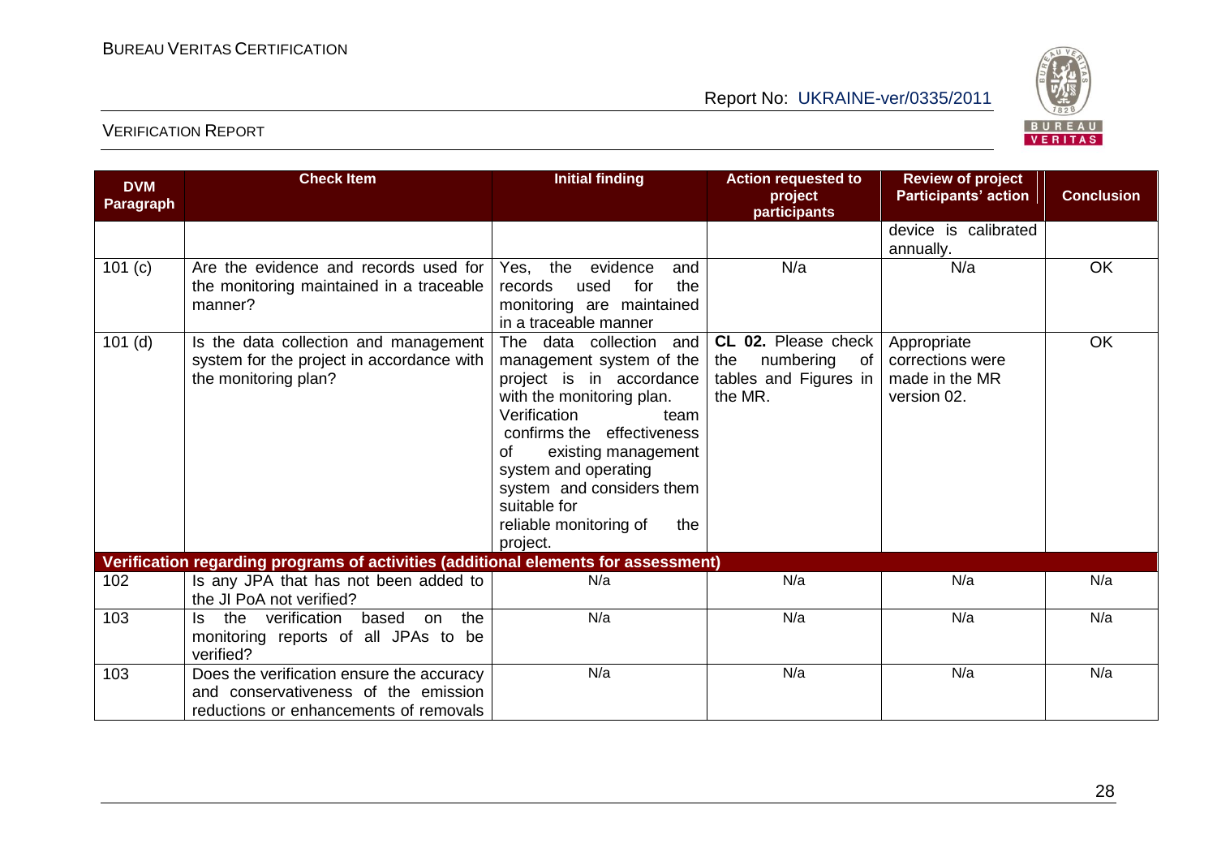| DVM Paragraph | Check Item | Initial finding | Action requested to project participants | Review of project Participants' action | Conclusion |
|---|---|---|---|---|---|
| | | | | device is calibrated annually. | |
| 101 (c) | Are the evidence and records used for the monitoring maintained in a traceable manner? | Yes, the evidence and records used for the monitoring are maintained in a traceable manner | N/a | N/a | OK |
| 101 (d) | Is the data collection and management system for the project in accordance with the monitoring plan? | The data collection and management system of the project is in accordance with the monitoring plan. Verification team confirms the effectiveness of existing management system and operating system and considers them suitable for reliable monitoring of the project. | **CL 02.** Please check the numbering of tables and Figures in the MR. | Appropriate corrections were made in the MR version 02. | OK |
| **Verification regarding programs of activities (additional elements for assessment)** | | | | | |
| 102 | Is any JPA that has not been added to the JI PoA not verified? | N/a | N/a | N/a | N/a |
| 103 | Is the verification based on the monitoring reports of all JPAs to be verified? | N/a | N/a | N/a | N/a |
| 103 | Does the verification ensure the accuracy and conservativeness of the emission reductions or enhancements of removals | N/a | N/a | N/a | N/a |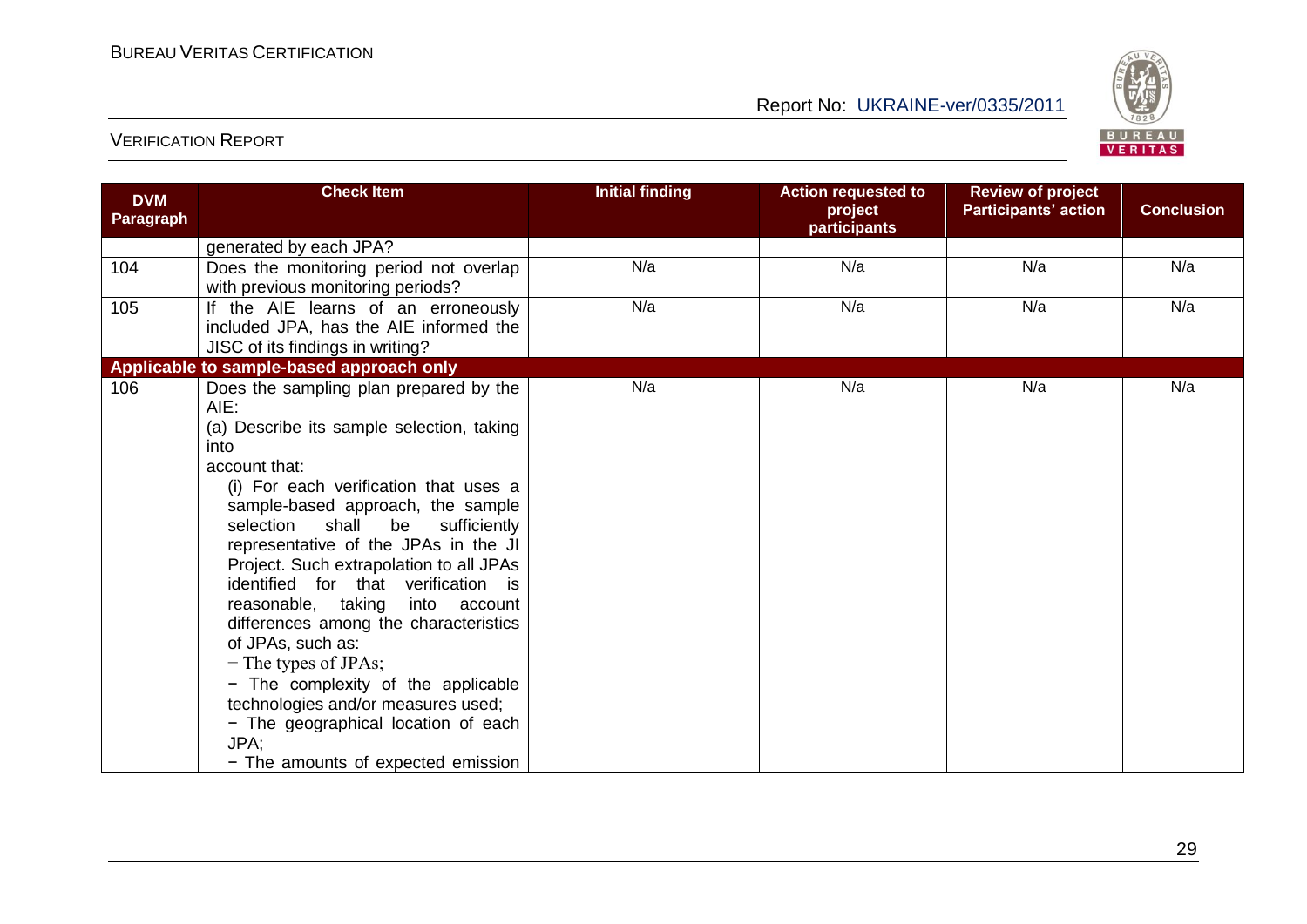| DVM Paragraph | Check Item | Initial finding | Action requested to project participants | Review of project Participants' action | Conclusion |
|---|---|---|---|---|---|
| | generated by each JPA? | | | | |
| 104 | Does the monitoring period not overlap with previous monitoring periods? | N/a | N/a | N/a | N/a |
| 105 | If the AIE learns of an erroneously included JPA, has the AIE informed the JISC of its findings in writing? | N/a | N/a | N/a | N/a |
| **Applicable to sample-based approach only** | | | | | |
| 106 | Does the sampling plan prepared by the AIE:<br>(a) Describe its sample selection, taking into account that:<br>(i) For each verification that uses a sample-based approach, the sample selection shall be sufficiently representative of the JPAs in the JI Project. Such extrapolation to all JPAs identified for that verification is reasonable, taking into account differences among the characteristics of JPAs, such as:<br>− The types of JPAs;<br>− The complexity of the applicable technologies and/or measures used;<br>− The geographical location of each JPA;<br>− The amounts of expected emission | N/a | N/a | N/a | N/a |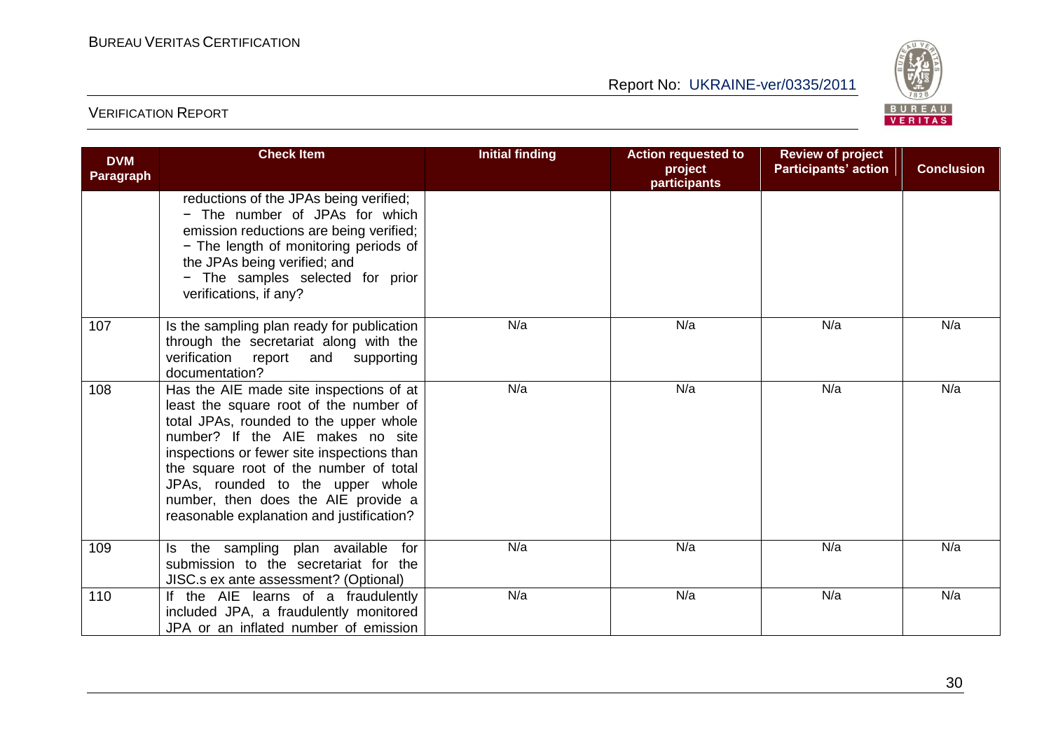| DVM Paragraph | Check Item | Initial finding | Action requested to project participants | Review of project Participants' action | Conclusion |
|---|---|---|---|---|---|
| | reductions of the JPAs being verified;<br>− The number of JPAs for which emission reductions are being verified;<br>− The length of monitoring periods of the JPAs being verified; and<br>− The samples selected for prior verifications, if any? | | | | |
| 107 | Is the sampling plan ready for publication through the secretariat along with the verification report and supporting documentation? | N/a | N/a | N/a | N/a |
| 108 | Has the AIE made site inspections of at least the square root of the number of total JPAs, rounded to the upper whole number? If the AIE makes no site inspections or fewer site inspections than the square root of the number of total JPAs, rounded to the upper whole number, then does the AIE provide a reasonable explanation and justification? | N/a | N/a | N/a | N/a |
| 109 | Is the sampling plan available for submission to the secretariat for the JISC.s ex ante assessment? (Optional) | N/a | N/a | N/a | N/a |
| 110 | If the AIE learns of a fraudulently included JPA, a fraudulently monitored JPA or an inflated number of emission | N/a | N/a | N/a | N/a |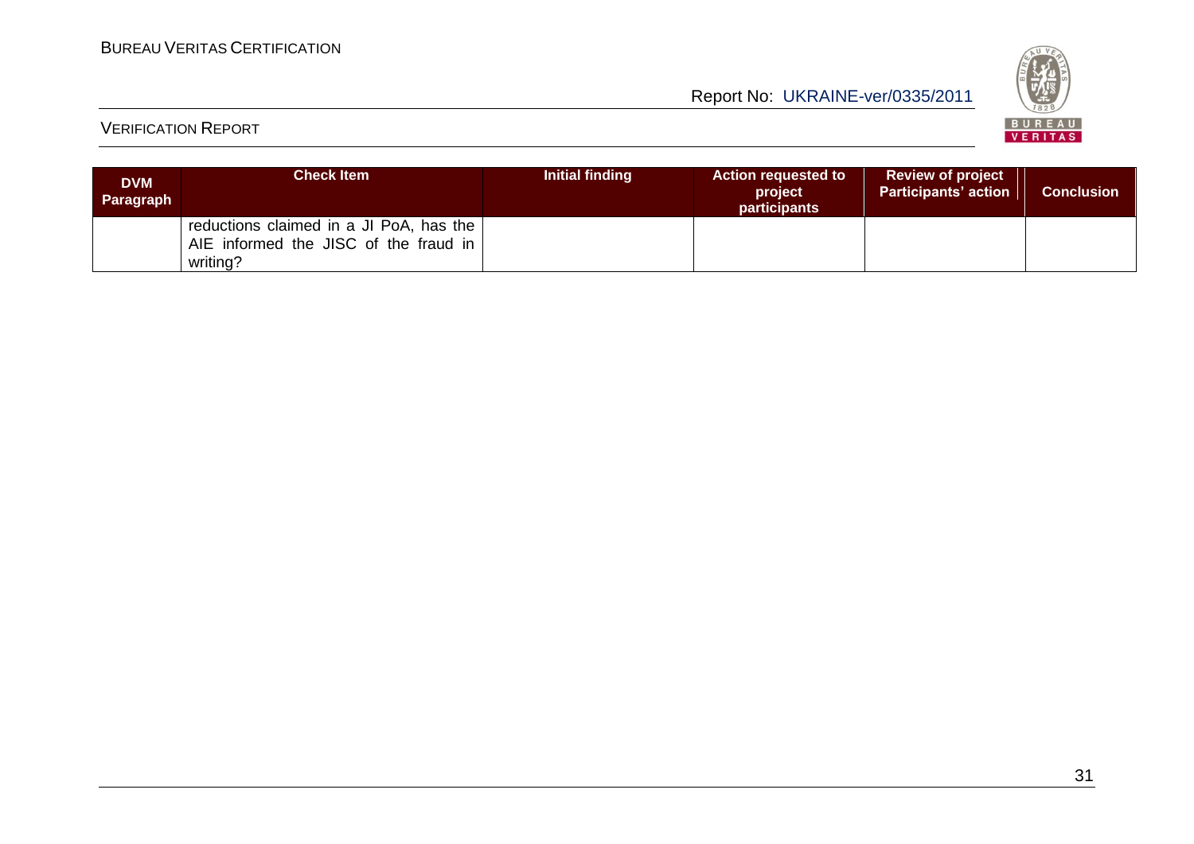| DVM Paragraph | Check Item | Initial finding | Action requested to project participants | Review of project Participants' action | Conclusion |
|---|---|---|---|---|---|
| | reductions claimed in a JI PoA, has the AIE informed the JISC of the fraud in writing? | | | | |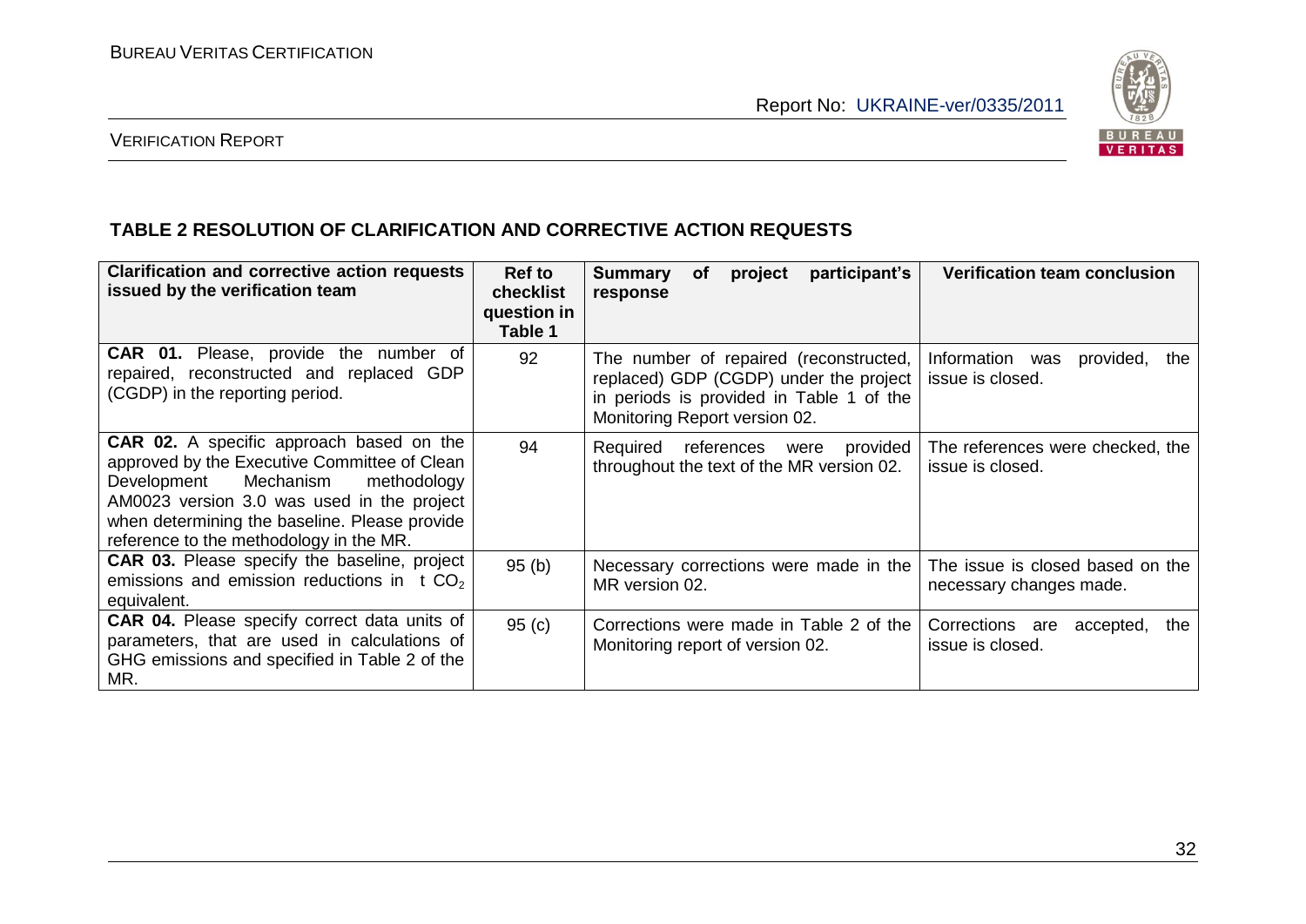## TABLE 2 RESOLUTION OF CLARIFICATION AND CORRECTIVE ACTION REQUESTS

| Clarification and corrective action requests issued by the verification team | Ref to checklist question in Table 1 | Summary of project participant's response | Verification team conclusion |
|---|---|---|---|
| **CAR 01.** Please, provide the number of repaired, reconstructed and replaced GDP (CGDP) in the reporting period. | 92 | The number of repaired (reconstructed, replaced) GDP (CGDP) under the project in periods is provided in Table 1 of the Monitoring Report version 02. | Information was provided, the issue is closed. |
| **CAR 02.** A specific approach based on the approved by the Executive Committee of Clean Development Mechanism methodology AM0023 version 3.0 was used in the project when determining the baseline. Please provide reference to the methodology in the MR. | 94 | Required references were provided throughout the text of the MR version 02. | The references were checked, the issue is closed. |
| **CAR 03.** Please specify the baseline, project emissions and emission reductions in t $CO_2$ equivalent. | 95 (b) | Necessary corrections were made in the MR version 02. | The issue is closed based on the necessary changes made. |
| **CAR 04.** Please specify correct data units of parameters, that are used in calculations of GHG emissions and specified in Table 2 of the MR. | 95 (c) | Corrections were made in Table 2 of the Monitoring report of version 02. | Corrections are accepted, the issue is closed. |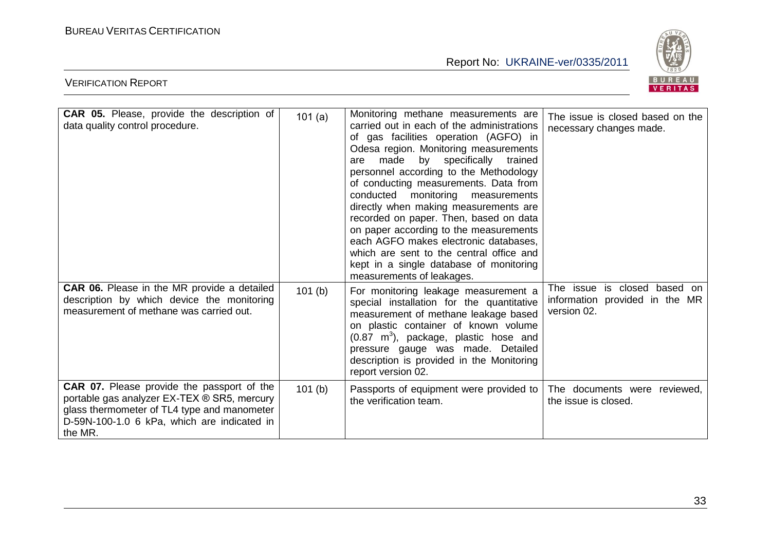| | | | |
|---|---|---|---|
| **CAR 05.** Please, provide the description of data quality control procedure. | 101 (a) | Monitoring methane measurements are carried out in each of the administrations of gas facilities operation (AGFO) in Odesa region. Monitoring measurements are made by specifically trained personnel according to the Methodology of conducting measurements. Data from conducted monitoring measurements directly when making measurements are recorded on paper. Then, based on data on paper according to the measurements each AGFO makes electronic databases, which are sent to the central office and kept in a single database of monitoring measurements of leakages. | The issue is closed based on the necessary changes made. |
| **CAR 06.** Please in the MR provide a detailed description by which device the monitoring measurement of methane was carried out. | 101 (b) | For monitoring leakage measurement a special installation for the quantitative measurement of methane leakage based on plastic container of known volume (0.87 $m^3$), package, plastic hose and pressure gauge was made. Detailed description is provided in the Monitoring report version 02. | The issue is closed based on information provided in the MR version 02. |
| **CAR 07.** Please provide the passport of the portable gas analyzer EX-TEX ® SR5, mercury glass thermometer of TL4 type and manometer D-59N-100-1.0 6 kPa, which are indicated in the MR. | 101 (b) | Passports of equipment were provided to the verification team. | The documents were reviewed, the issue is closed. |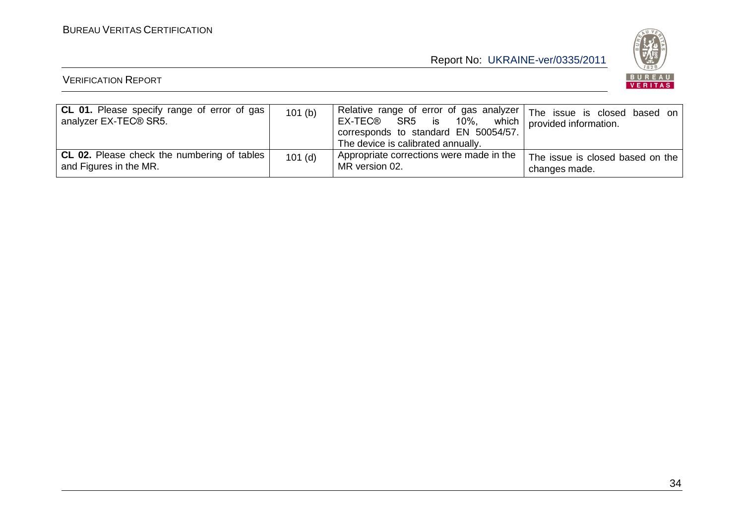| | | | |
|---|---|---|---|
| **CL 01.** Please specify range of error of gas analyzer EX-TEC® SR5. | 101 (b) | Relative range of error of gas analyzer EX-TEC® SR5 is 10%, which corresponds to standard EN 50054/57. The device is calibrated annually. | The issue is closed based on provided information. |
| **CL 02.** Please check the numbering of tables and Figures in the MR. | 101 (d) | Appropriate corrections were made in the MR version 02. | The issue is closed based on the changes made. |